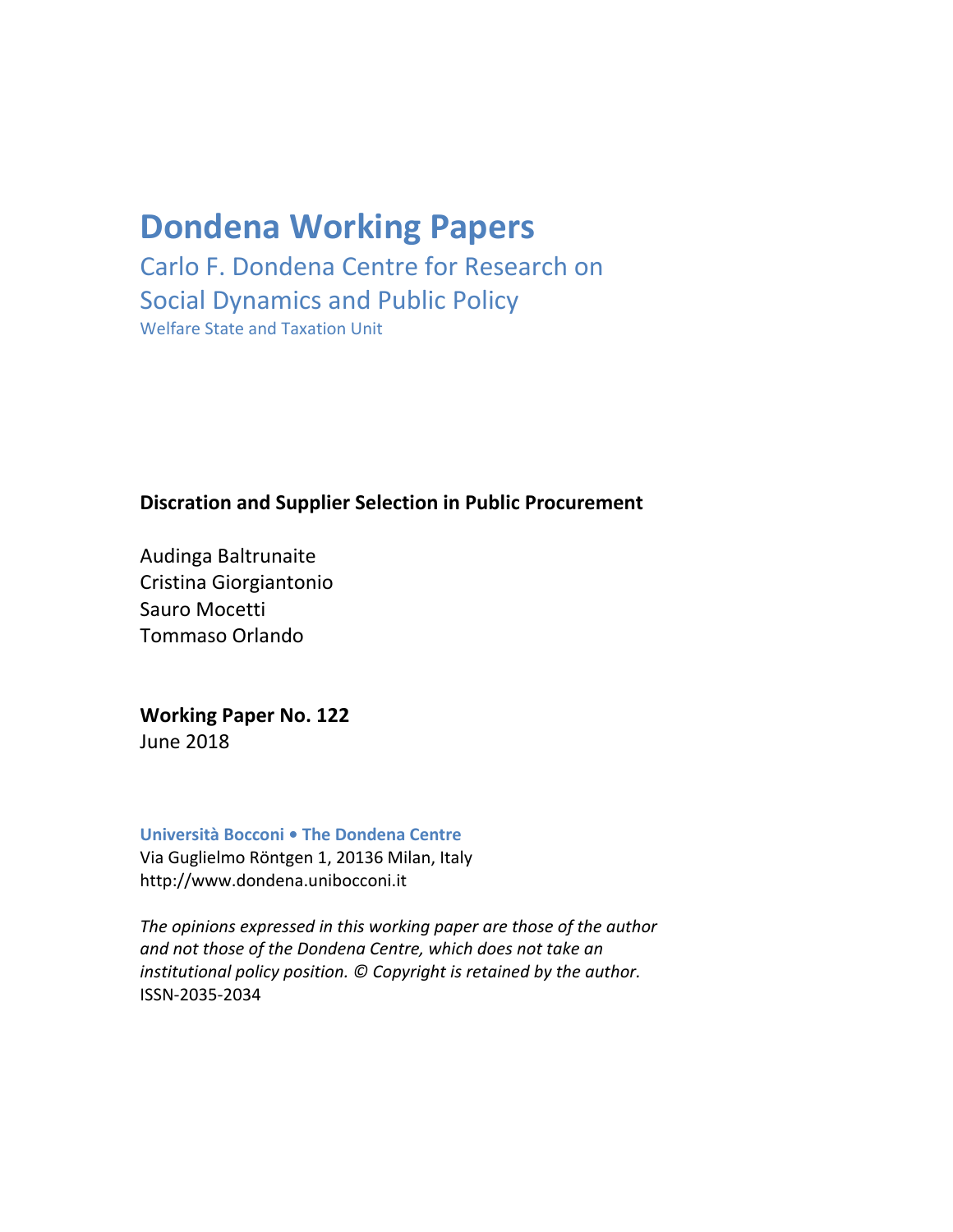# Dondena Working Papers

## Carlo F. Dondena Centre for Research on Social Dynamics and Public Policy

Welfare State and Taxation Unit

**Discration and Supplier Selection in Public Procurement**

Audinga Baltrunaite
Cristina Giorgiantonio
Sauro Mocetti
Tommaso Orlando

**Working Paper No. 122**
June 2018

**Università Bocconi • The Dondena Centre**
Via Guglielmo Röntgen 1, 20136 Milan, Italy
http://www.dondena.unibocconi.it

*The opinions expressed in this working paper are those of the author and not those of the Dondena Centre, which does not take an institutional policy position. © Copyright is retained by the author.*
ISSN-2035-2034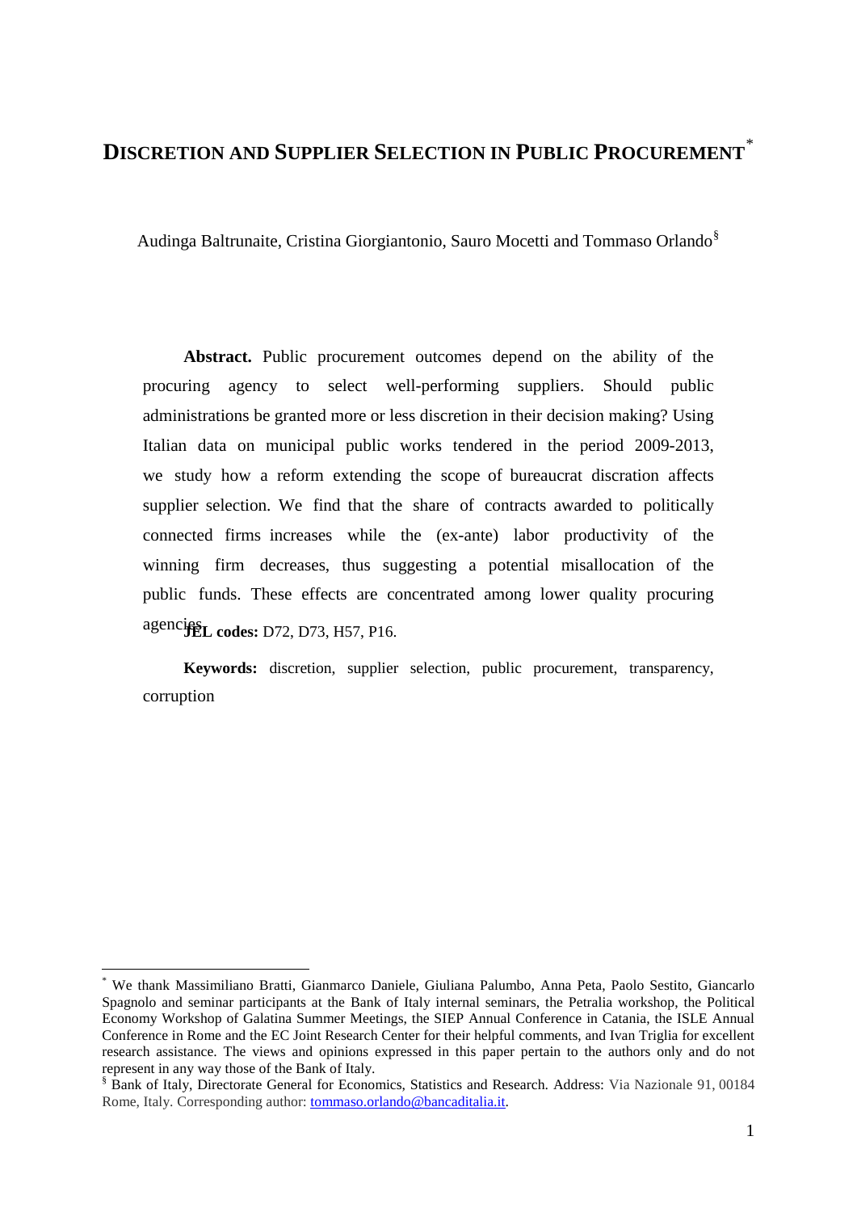# DISCRETION AND SUPPLIER SELECTION IN PUBLIC PROCUREMENT[*]

Audinga Baltrunaite, Cristina Giorgiantonio, Sauro Mocetti and Tommaso Orlando[§]

**Abstract.** Public procurement outcomes depend on the ability of the procuring agency to select well-performing suppliers. Should public administrations be granted more or less discretion in their decision making? Using Italian data on municipal public works tendered in the period 2009-2013, we study how a reform extending the scope of bureaucrat discration affects supplier selection. We find that the share of contracts awarded to politically connected firms increases while the (ex-ante) labor productivity of the winning firm decreases, thus suggesting a potential misallocation of the public funds. These effects are concentrated among lower quality procuring agencies.

**JEL codes:** D72, D73, H57, P16.

**Keywords:** discretion, supplier selection, public procurement, transparency, corruption

---

[*] We thank Massimiliano Bratti, Gianmarco Daniele, Giuliana Palumbo, Anna Peta, Paolo Sestito, Giancarlo Spagnolo and seminar participants at the Bank of Italy internal seminars, the Petralia workshop, the Political Economy Workshop of Galatina Summer Meetings, the SIEP Annual Conference in Catania, the ISLE Annual Conference in Rome and the EC Joint Research Center for their helpful comments, and Ivan Triglia for excellent research assistance. The views and opinions expressed in this paper pertain to the authors only and do not represent in any way those of the Bank of Italy.

[§] Bank of Italy, Directorate General for Economics, Statistics and Research. Address: Via Nazionale 91, 00184 Rome, Italy. Corresponding author: tommaso.orlando@bancaditalia.it.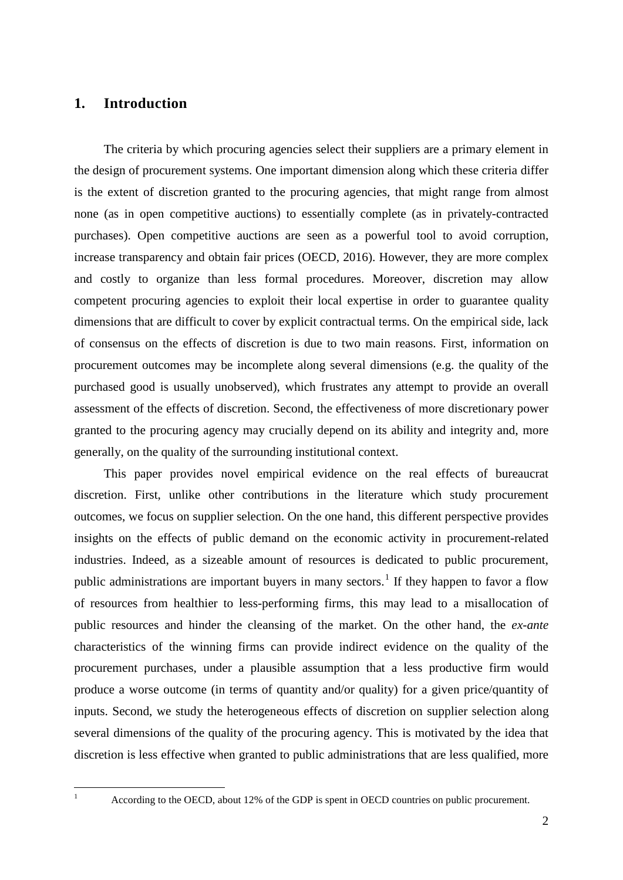# 1. Introduction

The criteria by which procuring agencies select their suppliers are a primary element in the design of procurement systems. One important dimension along which these criteria differ is the extent of discretion granted to the procuring agencies, that might range from almost none (as in open competitive auctions) to essentially complete (as in privately-contracted purchases). Open competitive auctions are seen as a powerful tool to avoid corruption, increase transparency and obtain fair prices (OECD, 2016). However, they are more complex and costly to organize than less formal procedures. Moreover, discretion may allow competent procuring agencies to exploit their local expertise in order to guarantee quality dimensions that are difficult to cover by explicit contractual terms. On the empirical side, lack of consensus on the effects of discretion is due to two main reasons. First, information on procurement outcomes may be incomplete along several dimensions (e.g. the quality of the purchased good is usually unobserved), which frustrates any attempt to provide an overall assessment of the effects of discretion. Second, the effectiveness of more discretionary power granted to the procuring agency may crucially depend on its ability and integrity and, more generally, on the quality of the surrounding institutional context.

This paper provides novel empirical evidence on the real effects of bureaucrat discretion. First, unlike other contributions in the literature which study procurement outcomes, we focus on supplier selection. On the one hand, this different perspective provides insights on the effects of public demand on the economic activity in procurement-related industries. Indeed, as a sizeable amount of resources is dedicated to public procurement, public administrations are important buyers in many sectors.[1] If they happen to favor a flow of resources from healthier to less-performing firms, this may lead to a misallocation of public resources and hinder the cleansing of the market. On the other hand, the *ex-ante* characteristics of the winning firms can provide indirect evidence on the quality of the procurement purchases, under a plausible assumption that a less productive firm would produce a worse outcome (in terms of quantity and/or quality) for a given price/quantity of inputs. Second, we study the heterogeneous effects of discretion on supplier selection along several dimensions of the quality of the procuring agency. This is motivated by the idea that discretion is less effective when granted to public administrations that are less qualified, more

[1] According to the OECD, about 12% of the GDP is spent in OECD countries on public procurement.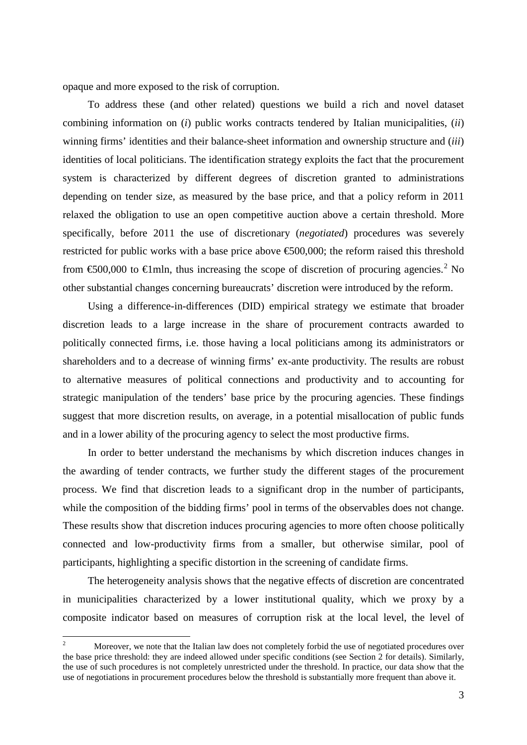opaque and more exposed to the risk of corruption.

To address these (and other related) questions we build a rich and novel dataset combining information on (*i*) public works contracts tendered by Italian municipalities, (*ii*) winning firms' identities and their balance-sheet information and ownership structure and (*iii*) identities of local politicians. The identification strategy exploits the fact that the procurement system is characterized by different degrees of discretion granted to administrations depending on tender size, as measured by the base price, and that a policy reform in 2011 relaxed the obligation to use an open competitive auction above a certain threshold. More specifically, before 2011 the use of discretionary (*negotiated*) procedures was severely restricted for public works with a base price above €500,000; the reform raised this threshold from €500,000 to €1mln, thus increasing the scope of discretion of procuring agencies.[2] No other substantial changes concerning bureaucrats' discretion were introduced by the reform.

Using a difference-in-differences (DID) empirical strategy we estimate that broader discretion leads to a large increase in the share of procurement contracts awarded to politically connected firms, i.e. those having a local politicians among its administrators or shareholders and to a decrease of winning firms' ex-ante productivity. The results are robust to alternative measures of political connections and productivity and to accounting for strategic manipulation of the tenders' base price by the procuring agencies. These findings suggest that more discretion results, on average, in a potential misallocation of public funds and in a lower ability of the procuring agency to select the most productive firms.

In order to better understand the mechanisms by which discretion induces changes in the awarding of tender contracts, we further study the different stages of the procurement process. We find that discretion leads to a significant drop in the number of participants, while the composition of the bidding firms' pool in terms of the observables does not change. These results show that discretion induces procuring agencies to more often choose politically connected and low-productivity firms from a smaller, but otherwise similar, pool of participants, highlighting a specific distortion in the screening of candidate firms.

The heterogeneity analysis shows that the negative effects of discretion are concentrated in municipalities characterized by a lower institutional quality, which we proxy by a composite indicator based on measures of corruption risk at the local level, the level of

[2] Moreover, we note that the Italian law does not completely forbid the use of negotiated procedures over the base price threshold: they are indeed allowed under specific conditions (see Section 2 for details). Similarly, the use of such procedures is not completely unrestricted under the threshold. In practice, our data show that the use of negotiations in procurement procedures below the threshold is substantially more frequent than above it.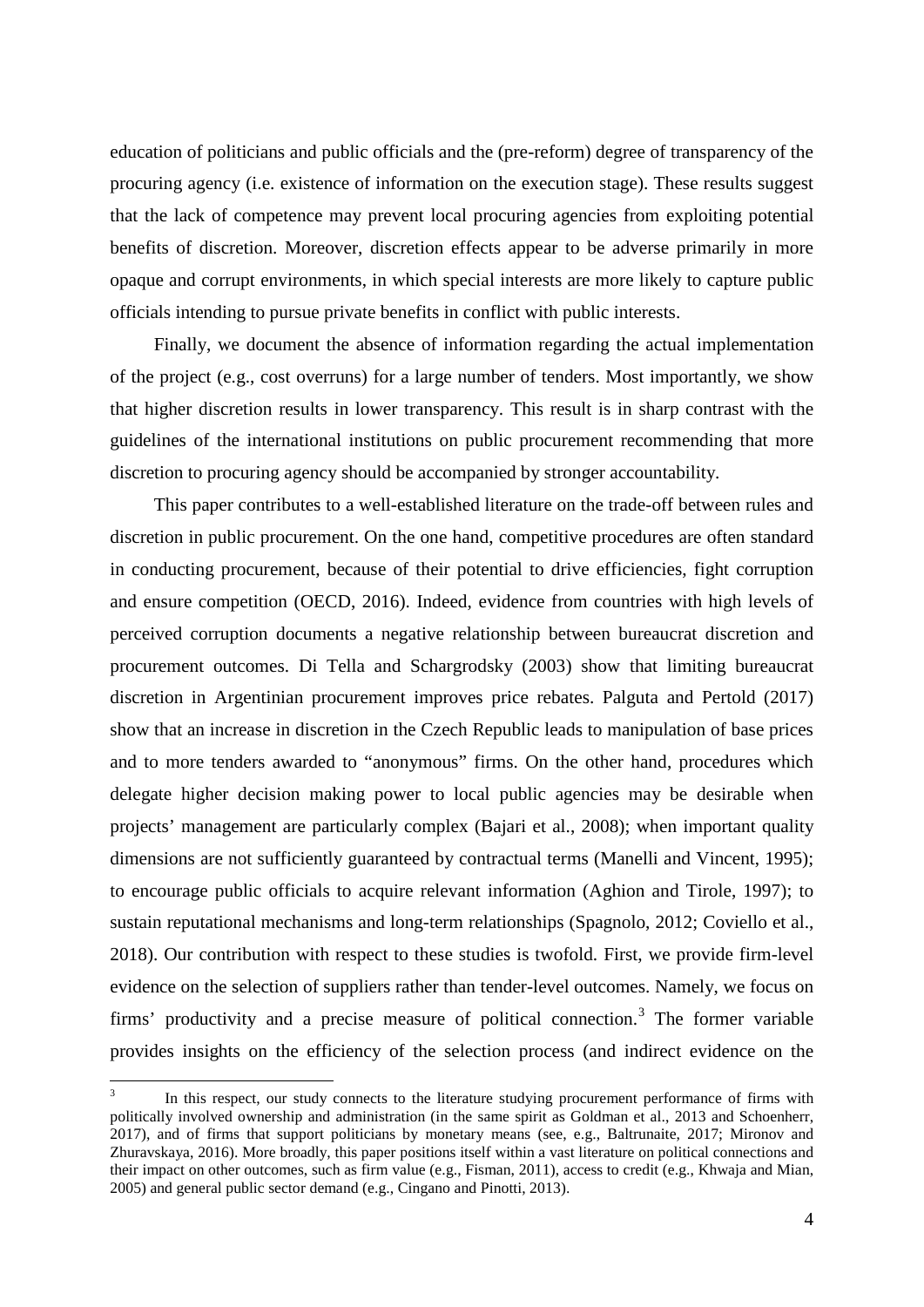education of politicians and public officials and the (pre-reform) degree of transparency of the procuring agency (i.e. existence of information on the execution stage). These results suggest that the lack of competence may prevent local procuring agencies from exploiting potential benefits of discretion. Moreover, discretion effects appear to be adverse primarily in more opaque and corrupt environments, in which special interests are more likely to capture public officials intending to pursue private benefits in conflict with public interests.

Finally, we document the absence of information regarding the actual implementation of the project (e.g., cost overruns) for a large number of tenders. Most importantly, we show that higher discretion results in lower transparency. This result is in sharp contrast with the guidelines of the international institutions on public procurement recommending that more discretion to procuring agency should be accompanied by stronger accountability.

This paper contributes to a well-established literature on the trade-off between rules and discretion in public procurement. On the one hand, competitive procedures are often standard in conducting procurement, because of their potential to drive efficiencies, fight corruption and ensure competition (OECD, 2016). Indeed, evidence from countries with high levels of perceived corruption documents a negative relationship between bureaucrat discretion and procurement outcomes. Di Tella and Schargrodsky (2003) show that limiting bureaucrat discretion in Argentinian procurement improves price rebates. Palguta and Pertold (2017) show that an increase in discretion in the Czech Republic leads to manipulation of base prices and to more tenders awarded to "anonymous" firms. On the other hand, procedures which delegate higher decision making power to local public agencies may be desirable when projects' management are particularly complex (Bajari et al., 2008); when important quality dimensions are not sufficiently guaranteed by contractual terms (Manelli and Vincent, 1995); to encourage public officials to acquire relevant information (Aghion and Tirole, 1997); to sustain reputational mechanisms and long-term relationships (Spagnolo, 2012; Coviello et al., 2018). Our contribution with respect to these studies is twofold. First, we provide firm-level evidence on the selection of suppliers rather than tender-level outcomes. Namely, we focus on firms' productivity and a precise measure of political connection.[3] The former variable provides insights on the efficiency of the selection process (and indirect evidence on the

[3] In this respect, our study connects to the literature studying procurement performance of firms with politically involved ownership and administration (in the same spirit as Goldman et al., 2013 and Schoenherr, 2017), and of firms that support politicians by monetary means (see, e.g., Baltrunaite, 2017; Mironov and Zhuravskaya, 2016). More broadly, this paper positions itself within a vast literature on political connections and their impact on other outcomes, such as firm value (e.g., Fisman, 2011), access to credit (e.g., Khwaja and Mian, 2005) and general public sector demand (e.g., Cingano and Pinotti, 2013).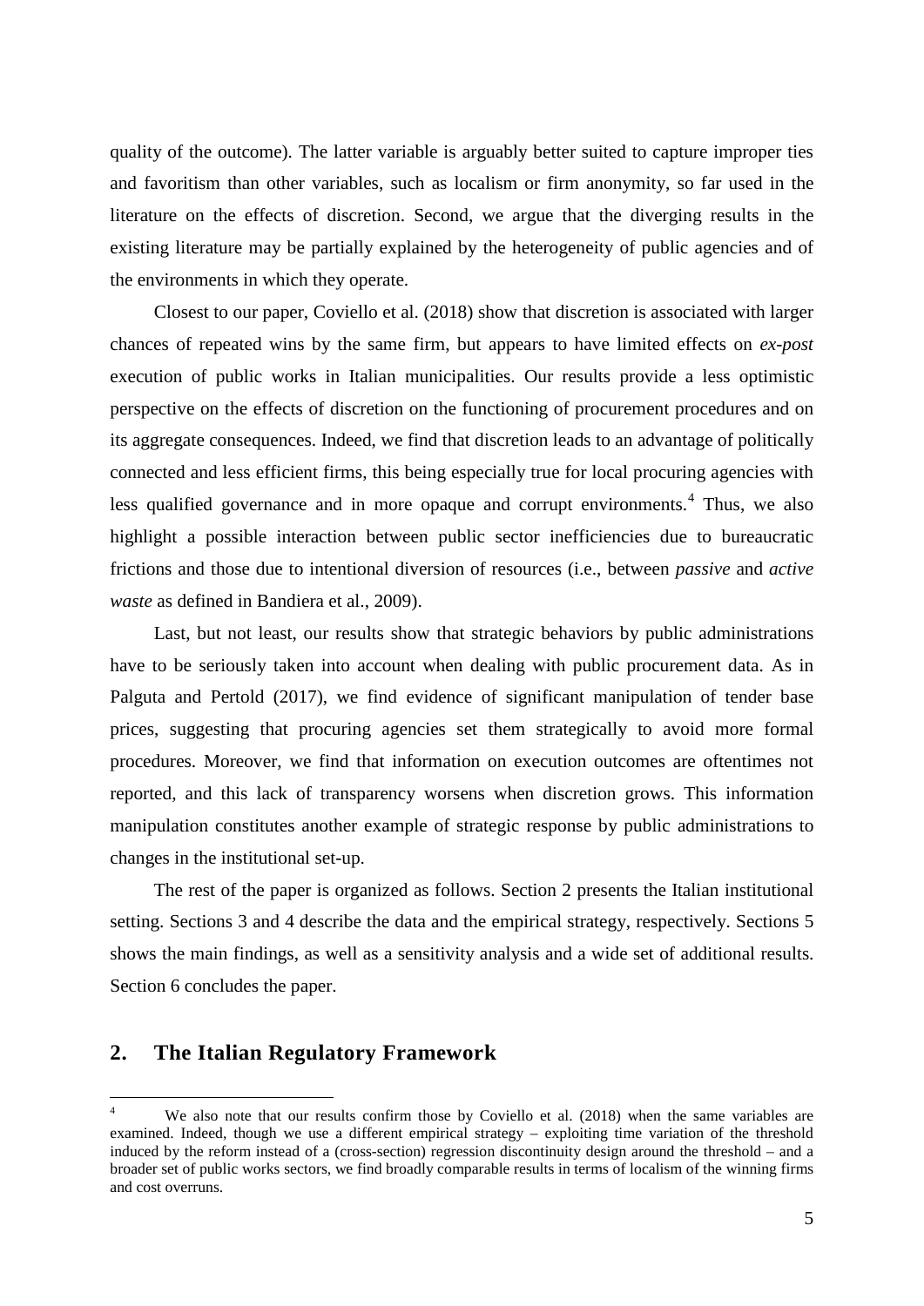quality of the outcome). The latter variable is arguably better suited to capture improper ties and favoritism than other variables, such as localism or firm anonymity, so far used in the literature on the effects of discretion. Second, we argue that the diverging results in the existing literature may be partially explained by the heterogeneity of public agencies and of the environments in which they operate.

Closest to our paper, Coviello et al. (2018) show that discretion is associated with larger chances of repeated wins by the same firm, but appears to have limited effects on *ex-post* execution of public works in Italian municipalities. Our results provide a less optimistic perspective on the effects of discretion on the functioning of procurement procedures and on its aggregate consequences. Indeed, we find that discretion leads to an advantage of politically connected and less efficient firms, this being especially true for local procuring agencies with less qualified governance and in more opaque and corrupt environments.[4] Thus, we also highlight a possible interaction between public sector inefficiencies due to bureaucratic frictions and those due to intentional diversion of resources (i.e., between *passive* and *active waste* as defined in Bandiera et al., 2009).

Last, but not least, our results show that strategic behaviors by public administrations have to be seriously taken into account when dealing with public procurement data. As in Palguta and Pertold (2017), we find evidence of significant manipulation of tender base prices, suggesting that procuring agencies set them strategically to avoid more formal procedures. Moreover, we find that information on execution outcomes are oftentimes not reported, and this lack of transparency worsens when discretion grows. This information manipulation constitutes another example of strategic response by public administrations to changes in the institutional set-up.

The rest of the paper is organized as follows. Section 2 presents the Italian institutional setting. Sections 3 and 4 describe the data and the empirical strategy, respectively. Sections 5 shows the main findings, as well as a sensitivity analysis and a wide set of additional results. Section 6 concludes the paper.

## 2. The Italian Regulatory Framework

[4] We also note that our results confirm those by Coviello et al. (2018) when the same variables are examined. Indeed, though we use a different empirical strategy – exploiting time variation of the threshold induced by the reform instead of a (cross-section) regression discontinuity design around the threshold – and a broader set of public works sectors, we find broadly comparable results in terms of localism of the winning firms and cost overruns.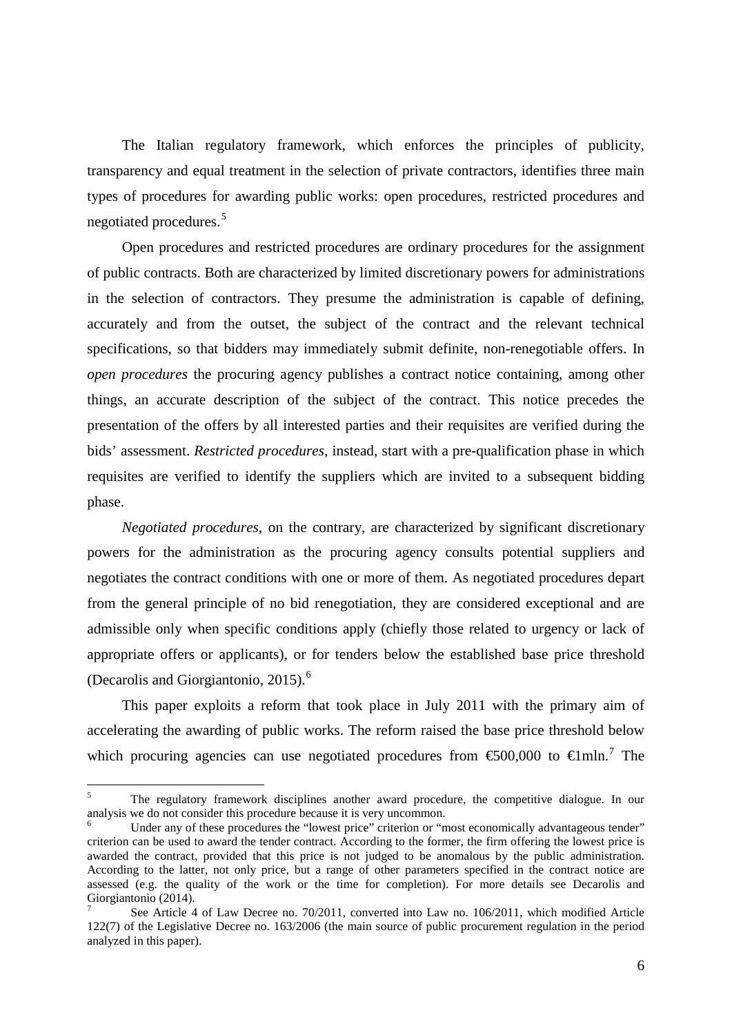The Italian regulatory framework, which enforces the principles of publicity, transparency and equal treatment in the selection of private contractors, identifies three main types of procedures for awarding public works: open procedures, restricted procedures and negotiated procedures.[5]

Open procedures and restricted procedures are ordinary procedures for the assignment of public contracts. Both are characterized by limited discretionary powers for administrations in the selection of contractors. They presume the administration is capable of defining, accurately and from the outset, the subject of the contract and the relevant technical specifications, so that bidders may immediately submit definite, non-renegotiable offers. In *open procedures* the procuring agency publishes a contract notice containing, among other things, an accurate description of the subject of the contract. This notice precedes the presentation of the offers by all interested parties and their requisites are verified during the bids' assessment. *Restricted procedures*, instead, start with a pre-qualification phase in which requisites are verified to identify the suppliers which are invited to a subsequent bidding phase.

*Negotiated procedures*, on the contrary, are characterized by significant discretionary powers for the administration as the procuring agency consults potential suppliers and negotiates the contract conditions with one or more of them. As negotiated procedures depart from the general principle of no bid renegotiation, they are considered exceptional and are admissible only when specific conditions apply (chiefly those related to urgency or lack of appropriate offers or applicants), or for tenders below the established base price threshold (Decarolis and Giorgiantonio, 2015).[6]

This paper exploits a reform that took place in July 2011 with the primary aim of accelerating the awarding of public works. The reform raised the base price threshold below which procuring agencies can use negotiated procedures from €500,000 to €1mln.[7] The

---

[5] The regulatory framework disciplines another award procedure, the competitive dialogue. In our analysis we do not consider this procedure because it is very uncommon.

[6] Under any of these procedures the "lowest price" criterion or "most economically advantageous tender" criterion can be used to award the tender contract. According to the former, the firm offering the lowest price is awarded the contract, provided that this price is not judged to be anomalous by the public administration. According to the latter, not only price, but a range of other parameters specified in the contract notice are assessed (e.g. the quality of the work or the time for completion). For more details see Decarolis and Giorgiantonio (2014).

[7] See Article 4 of Law Decree no. 70/2011, converted into Law no. 106/2011, which modified Article 122(7) of the Legislative Decree no. 163/2006 (the main source of public procurement regulation in the period analyzed in this paper).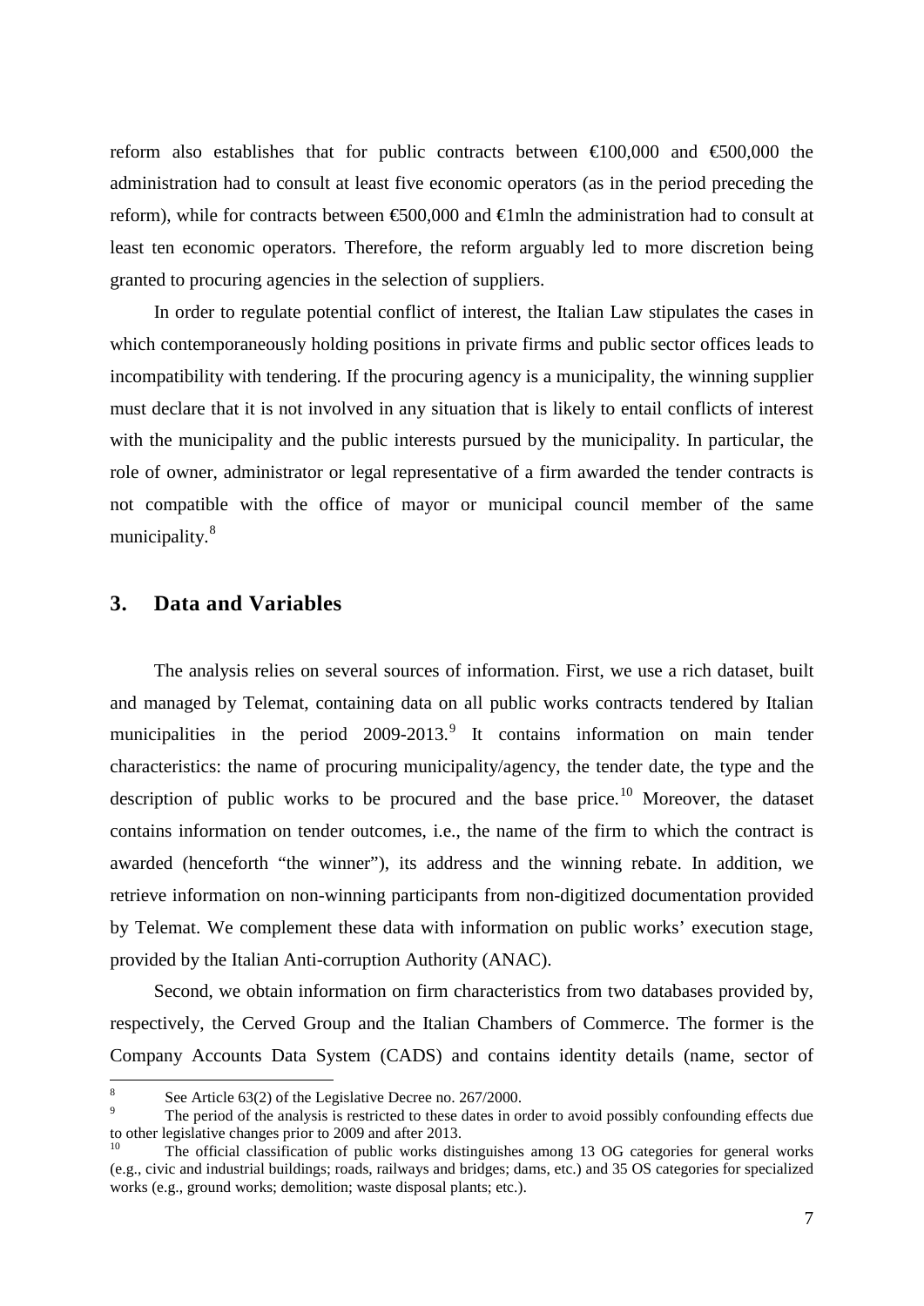reform also establishes that for public contracts between €100,000 and €500,000 the administration had to consult at least five economic operators (as in the period preceding the reform), while for contracts between €500,000 and €1mln the administration had to consult at least ten economic operators. Therefore, the reform arguably led to more discretion being granted to procuring agencies in the selection of suppliers.

In order to regulate potential conflict of interest, the Italian Law stipulates the cases in which contemporaneously holding positions in private firms and public sector offices leads to incompatibility with tendering. If the procuring agency is a municipality, the winning supplier must declare that it is not involved in any situation that is likely to entail conflicts of interest with the municipality and the public interests pursued by the municipality. In particular, the role of owner, administrator or legal representative of a firm awarded the tender contracts is not compatible with the office of mayor or municipal council member of the same municipality.[8]

## 3. Data and Variables

The analysis relies on several sources of information. First, we use a rich dataset, built and managed by Telemat, containing data on all public works contracts tendered by Italian municipalities in the period 2009-2013.[9] It contains information on main tender characteristics: the name of procuring municipality/agency, the tender date, the type and the description of public works to be procured and the base price.[10] Moreover, the dataset contains information on tender outcomes, i.e., the name of the firm to which the contract is awarded (henceforth "the winner"), its address and the winning rebate. In addition, we retrieve information on non-winning participants from non-digitized documentation provided by Telemat. We complement these data with information on public works' execution stage, provided by the Italian Anti-corruption Authority (ANAC).

Second, we obtain information on firm characteristics from two databases provided by, respectively, the Cerved Group and the Italian Chambers of Commerce. The former is the Company Accounts Data System (CADS) and contains identity details (name, sector of

---

[8] See Article 63(2) of the Legislative Decree no. 267/2000.

[9] The period of the analysis is restricted to these dates in order to avoid possibly confounding effects due to other legislative changes prior to 2009 and after 2013.

[10] The official classification of public works distinguishes among 13 OG categories for general works (e.g., civic and industrial buildings; roads, railways and bridges; dams, etc.) and 35 OS categories for specialized works (e.g., ground works; demolition; waste disposal plants; etc.).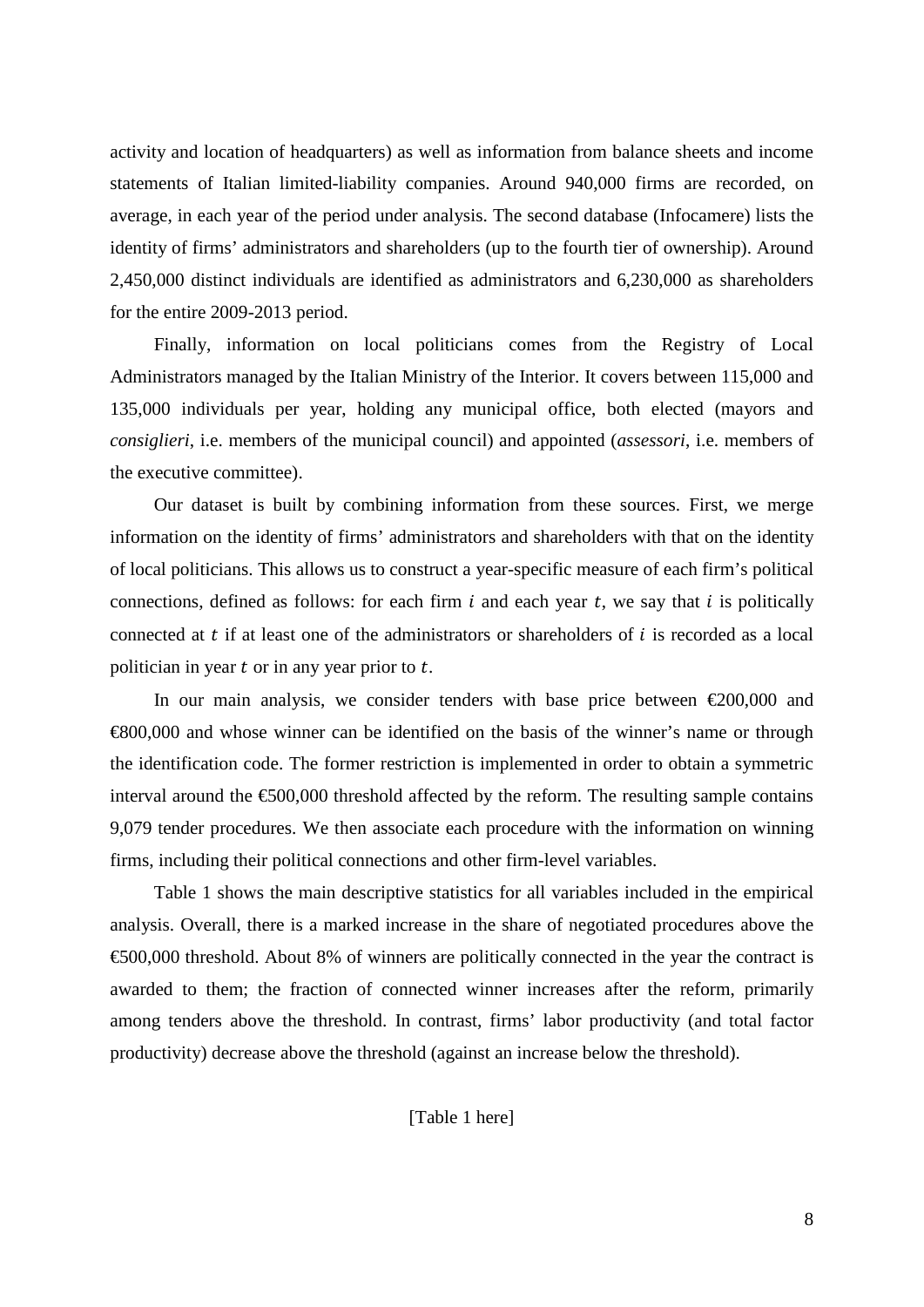activity and location of headquarters) as well as information from balance sheets and income statements of Italian limited-liability companies. Around 940,000 firms are recorded, on average, in each year of the period under analysis. The second database (Infocamere) lists the identity of firms' administrators and shareholders (up to the fourth tier of ownership). Around 2,450,000 distinct individuals are identified as administrators and 6,230,000 as shareholders for the entire 2009-2013 period.

Finally, information on local politicians comes from the Registry of Local Administrators managed by the Italian Ministry of the Interior. It covers between 115,000 and 135,000 individuals per year, holding any municipal office, both elected (mayors and *consiglieri*, i.e. members of the municipal council) and appointed (*assessori*, i.e. members of the executive committee).

Our dataset is built by combining information from these sources. First, we merge information on the identity of firms' administrators and shareholders with that on the identity of local politicians. This allows us to construct a year-specific measure of each firm's political connections, defined as follows: for each firm $i$ and each year $t$, we say that $i$ is politically connected at $t$ if at least one of the administrators or shareholders of $i$ is recorded as a local politician in year $t$ or in any year prior to $t$.

In our main analysis, we consider tenders with base price between €200,000 and €800,000 and whose winner can be identified on the basis of the winner's name or through the identification code. The former restriction is implemented in order to obtain a symmetric interval around the €500,000 threshold affected by the reform. The resulting sample contains 9,079 tender procedures. We then associate each procedure with the information on winning firms, including their political connections and other firm-level variables.

Table 1 shows the main descriptive statistics for all variables included in the empirical analysis. Overall, there is a marked increase in the share of negotiated procedures above the €500,000 threshold. About 8% of winners are politically connected in the year the contract is awarded to them; the fraction of connected winner increases after the reform, primarily among tenders above the threshold. In contrast, firms' labor productivity (and total factor productivity) decrease above the threshold (against an increase below the threshold).

[Table 1 here]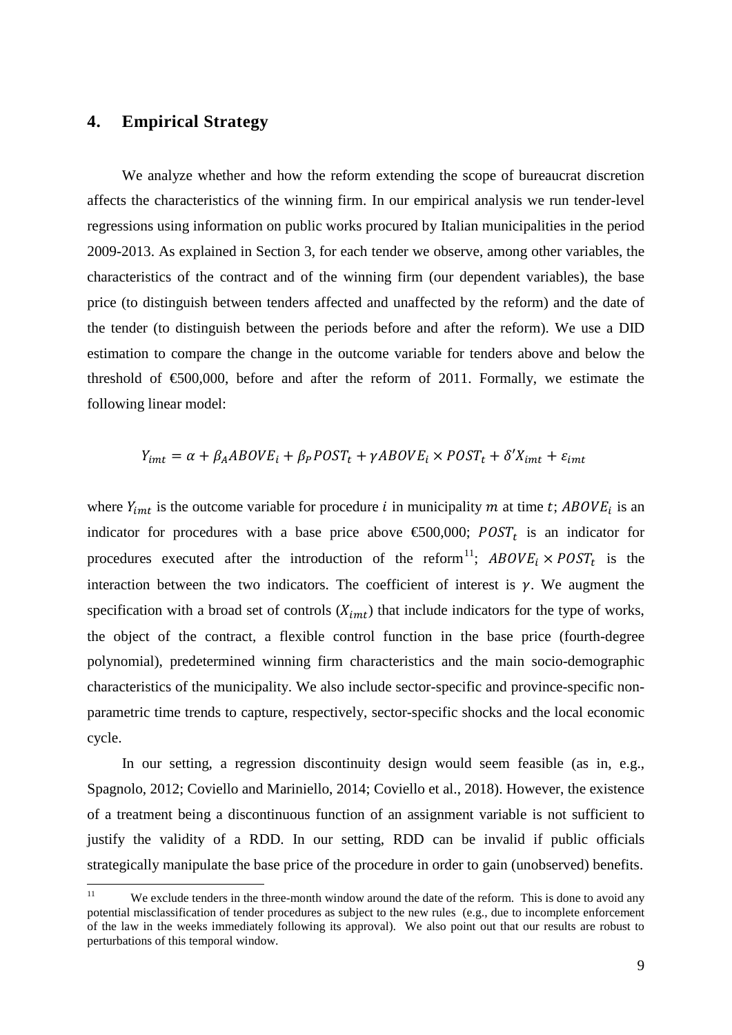## 4. Empirical Strategy

We analyze whether and how the reform extending the scope of bureaucrat discretion affects the characteristics of the winning firm. In our empirical analysis we run tender-level regressions using information on public works procured by Italian municipalities in the period 2009-2013. As explained in Section 3, for each tender we observe, among other variables, the characteristics of the contract and of the winning firm (our dependent variables), the base price (to distinguish between tenders affected and unaffected by the reform) and the date of the tender (to distinguish between the periods before and after the reform). We use a DID estimation to compare the change in the outcome variable for tenders above and below the threshold of €500,000, before and after the reform of 2011. Formally, we estimate the following linear model:

$$Y_{imt} = \alpha + \beta_A ABOVE_i + \beta_P POST_t + \gamma ABOVE_i \times POST_t + \delta' X_{imt} + \varepsilon_{imt}$$

where $Y_{imt}$ is the outcome variable for procedure $i$ in municipality $m$ at time $t$; $ABOVE_i$ is an indicator for procedures with a base price above €500,000; $POST_t$ is an indicator for procedures executed after the introduction of the reform[11]; $ABOVE_i \times POST_t$ is the interaction between the two indicators. The coefficient of interest is $\gamma$. We augment the specification with a broad set of controls ($X_{imt}$) that include indicators for the type of works, the object of the contract, a flexible control function in the base price (fourth-degree polynomial), predetermined winning firm characteristics and the main socio-demographic characteristics of the municipality. We also include sector-specific and province-specific non-parametric time trends to capture, respectively, sector-specific shocks and the local economic cycle.

In our setting, a regression discontinuity design would seem feasible (as in, e.g., Spagnolo, 2012; Coviello and Mariniello, 2014; Coviello et al., 2018). However, the existence of a treatment being a discontinuous function of an assignment variable is not sufficient to justify the validity of a RDD. In our setting, RDD can be invalid if public officials strategically manipulate the base price of the procedure in order to gain (unobserved) benefits.

[11] We exclude tenders in the three-month window around the date of the reform. This is done to avoid any potential misclassification of tender procedures as subject to the new rules (e.g., due to incomplete enforcement of the law in the weeks immediately following its approval). We also point out that our results are robust to perturbations of this temporal window.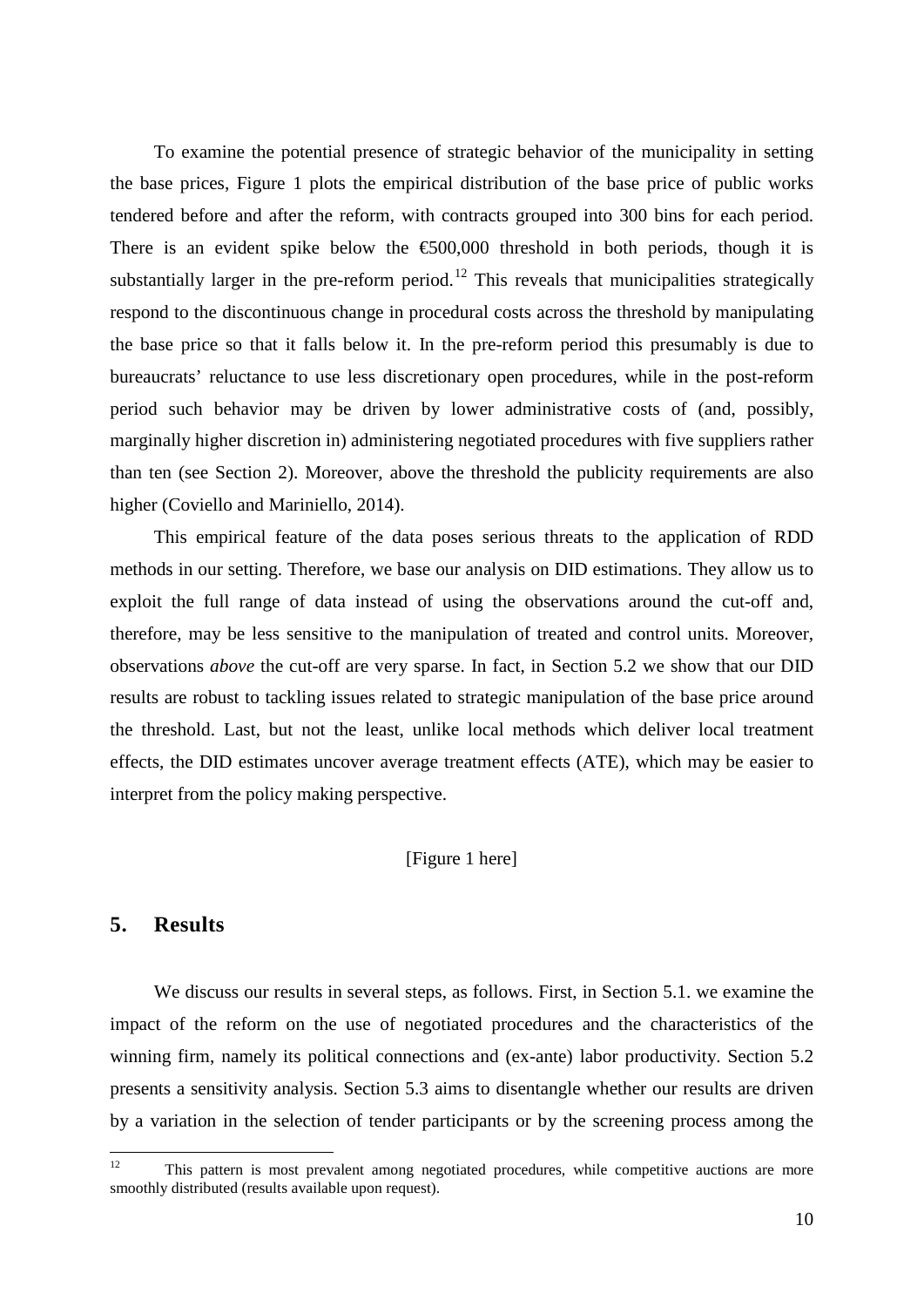To examine the potential presence of strategic behavior of the municipality in setting the base prices, Figure 1 plots the empirical distribution of the base price of public works tendered before and after the reform, with contracts grouped into 300 bins for each period. There is an evident spike below the €500,000 threshold in both periods, though it is substantially larger in the pre-reform period.[12] This reveals that municipalities strategically respond to the discontinuous change in procedural costs across the threshold by manipulating the base price so that it falls below it. In the pre-reform period this presumably is due to bureaucrats' reluctance to use less discretionary open procedures, while in the post-reform period such behavior may be driven by lower administrative costs of (and, possibly, marginally higher discretion in) administering negotiated procedures with five suppliers rather than ten (see Section 2). Moreover, above the threshold the publicity requirements are also higher (Coviello and Mariniello, 2014).

This empirical feature of the data poses serious threats to the application of RDD methods in our setting. Therefore, we base our analysis on DID estimations. They allow us to exploit the full range of data instead of using the observations around the cut-off and, therefore, may be less sensitive to the manipulation of treated and control units. Moreover, observations *above* the cut-off are very sparse. In fact, in Section 5.2 we show that our DID results are robust to tackling issues related to strategic manipulation of the base price around the threshold. Last, but not the least, unlike local methods which deliver local treatment effects, the DID estimates uncover average treatment effects (ATE), which may be easier to interpret from the policy making perspective.

[Figure 1 here]

## 5. Results

We discuss our results in several steps, as follows. First, in Section 5.1. we examine the impact of the reform on the use of negotiated procedures and the characteristics of the winning firm, namely its political connections and (ex-ante) labor productivity. Section 5.2 presents a sensitivity analysis. Section 5.3 aims to disentangle whether our results are driven by a variation in the selection of tender participants or by the screening process among the

[12] This pattern is most prevalent among negotiated procedures, while competitive auctions are more smoothly distributed (results available upon request).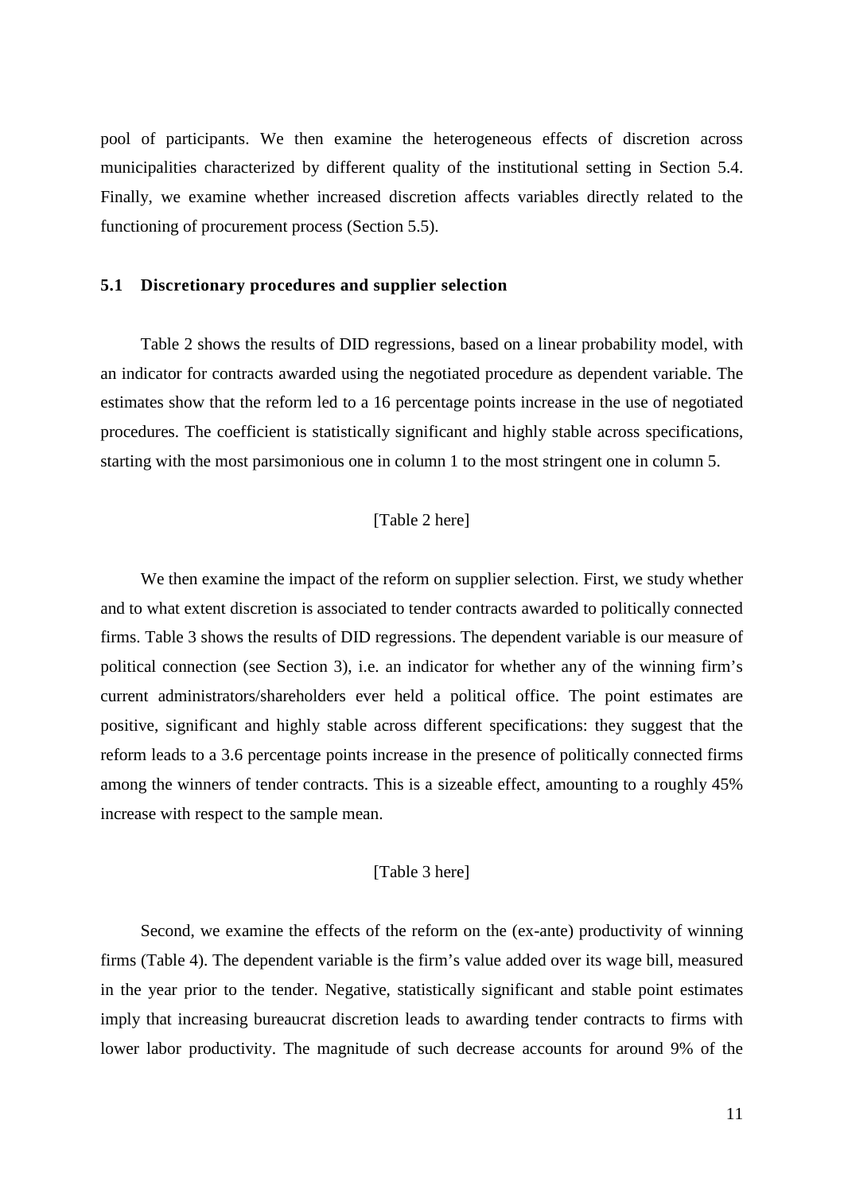pool of participants. We then examine the heterogeneous effects of discretion across municipalities characterized by different quality of the institutional setting in Section 5.4. Finally, we examine whether increased discretion affects variables directly related to the functioning of procurement process (Section 5.5).

### 5.1 Discretionary procedures and supplier selection

Table 2 shows the results of DID regressions, based on a linear probability model, with an indicator for contracts awarded using the negotiated procedure as dependent variable. The estimates show that the reform led to a 16 percentage points increase in the use of negotiated procedures. The coefficient is statistically significant and highly stable across specifications, starting with the most parsimonious one in column 1 to the most stringent one in column 5.

[Table 2 here]

We then examine the impact of the reform on supplier selection. First, we study whether and to what extent discretion is associated to tender contracts awarded to politically connected firms. Table 3 shows the results of DID regressions. The dependent variable is our measure of political connection (see Section 3), i.e. an indicator for whether any of the winning firm's current administrators/shareholders ever held a political office. The point estimates are positive, significant and highly stable across different specifications: they suggest that the reform leads to a 3.6 percentage points increase in the presence of politically connected firms among the winners of tender contracts. This is a sizeable effect, amounting to a roughly 45% increase with respect to the sample mean.

[Table 3 here]

Second, we examine the effects of the reform on the (ex-ante) productivity of winning firms (Table 4). The dependent variable is the firm's value added over its wage bill, measured in the year prior to the tender. Negative, statistically significant and stable point estimates imply that increasing bureaucrat discretion leads to awarding tender contracts to firms with lower labor productivity. The magnitude of such decrease accounts for around 9% of the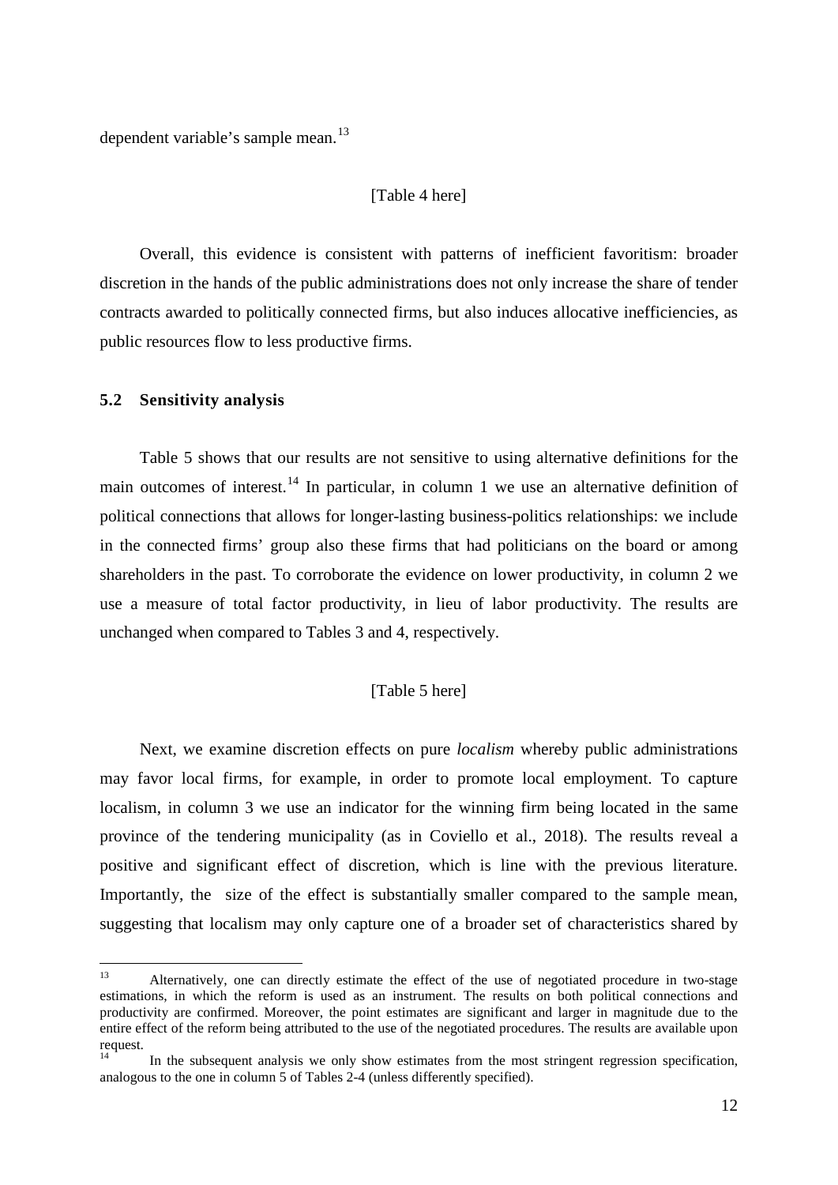dependent variable's sample mean.[13]

[Table 4 here]

Overall, this evidence is consistent with patterns of inefficient favoritism: broader discretion in the hands of the public administrations does not only increase the share of tender contracts awarded to politically connected firms, but also induces allocative inefficiencies, as public resources flow to less productive firms.

### 5.2 Sensitivity analysis

Table 5 shows that our results are not sensitive to using alternative definitions for the main outcomes of interest.[14] In particular, in column 1 we use an alternative definition of political connections that allows for longer-lasting business-politics relationships: we include in the connected firms' group also these firms that had politicians on the board or among shareholders in the past. To corroborate the evidence on lower productivity, in column 2 we use a measure of total factor productivity, in lieu of labor productivity. The results are unchanged when compared to Tables 3 and 4, respectively.

[Table 5 here]

Next, we examine discretion effects on pure *localism* whereby public administrations may favor local firms, for example, in order to promote local employment. To capture localism, in column 3 we use an indicator for the winning firm being located in the same province of the tendering municipality (as in Coviello et al., 2018). The results reveal a positive and significant effect of discretion, which is line with the previous literature. Importantly, the size of the effect is substantially smaller compared to the sample mean, suggesting that localism may only capture one of a broader set of characteristics shared by

---

[13] Alternatively, one can directly estimate the effect of the use of negotiated procedure in two-stage estimations, in which the reform is used as an instrument. The results on both political connections and productivity are confirmed. Moreover, the point estimates are significant and larger in magnitude due to the entire effect of the reform being attributed to the use of the negotiated procedures. The results are available upon request.

[14] In the subsequent analysis we only show estimates from the most stringent regression specification, analogous to the one in column 5 of Tables 2-4 (unless differently specified).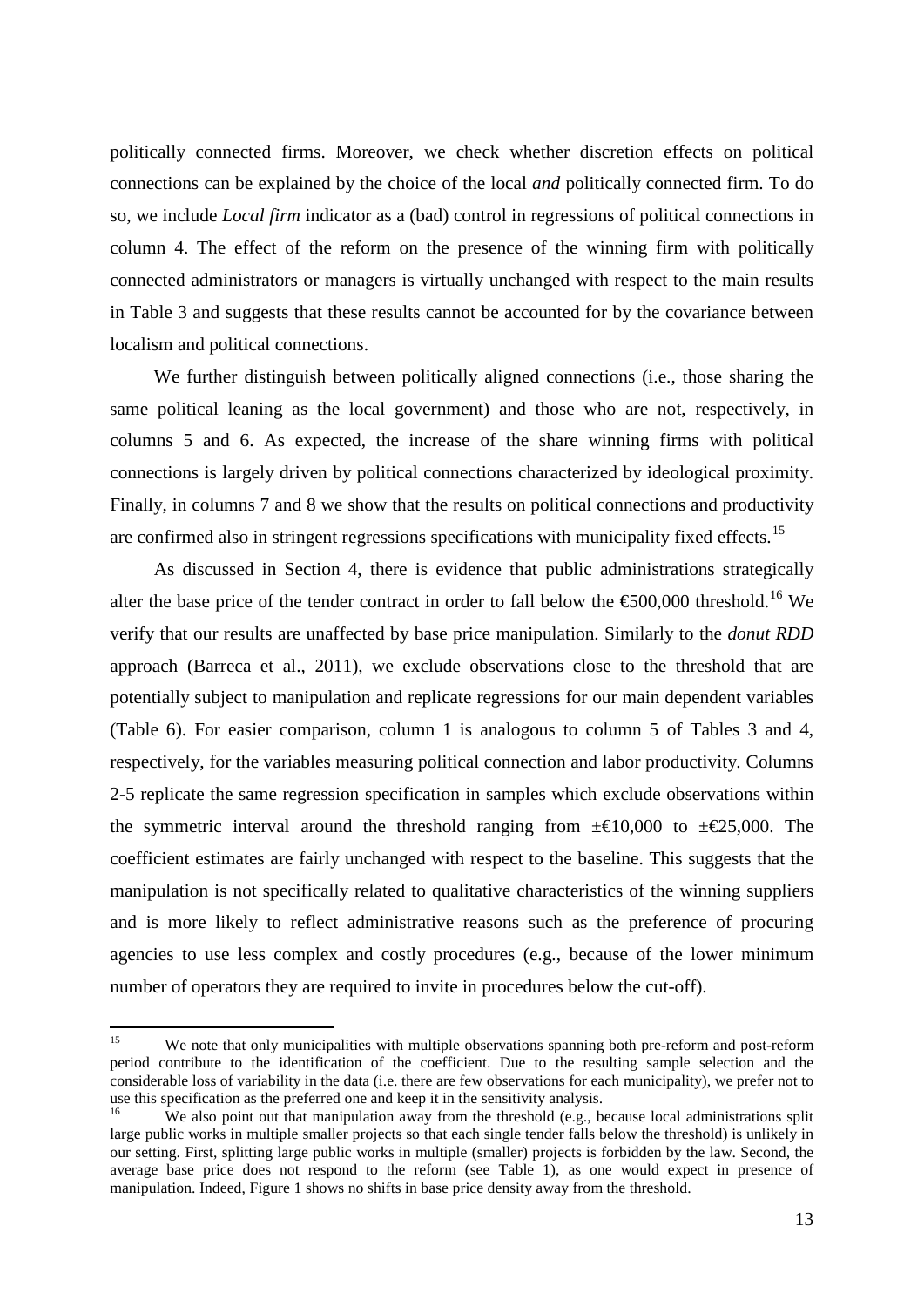politically connected firms. Moreover, we check whether discretion effects on political connections can be explained by the choice of the local *and* politically connected firm. To do so, we include *Local firm* indicator as a (bad) control in regressions of political connections in column 4. The effect of the reform on the presence of the winning firm with politically connected administrators or managers is virtually unchanged with respect to the main results in Table 3 and suggests that these results cannot be accounted for by the covariance between localism and political connections.

We further distinguish between politically aligned connections (i.e., those sharing the same political leaning as the local government) and those who are not, respectively, in columns 5 and 6. As expected, the increase of the share winning firms with political connections is largely driven by political connections characterized by ideological proximity. Finally, in columns 7 and 8 we show that the results on political connections and productivity are confirmed also in stringent regressions specifications with municipality fixed effects.[15]

As discussed in Section 4, there is evidence that public administrations strategically alter the base price of the tender contract in order to fall below the €500,000 threshold.[16] We verify that our results are unaffected by base price manipulation. Similarly to the *donut RDD* approach (Barreca et al., 2011), we exclude observations close to the threshold that are potentially subject to manipulation and replicate regressions for our main dependent variables (Table 6). For easier comparison, column 1 is analogous to column 5 of Tables 3 and 4, respectively, for the variables measuring political connection and labor productivity. Columns 2-5 replicate the same regression specification in samples which exclude observations within the symmetric interval around the threshold ranging from ±€10,000 to ±€25,000. The coefficient estimates are fairly unchanged with respect to the baseline. This suggests that the manipulation is not specifically related to qualitative characteristics of the winning suppliers and is more likely to reflect administrative reasons such as the preference of procuring agencies to use less complex and costly procedures (e.g., because of the lower minimum number of operators they are required to invite in procedures below the cut-off).

[15] We note that only municipalities with multiple observations spanning both pre-reform and post-reform period contribute to the identification of the coefficient. Due to the resulting sample selection and the considerable loss of variability in the data (i.e. there are few observations for each municipality), we prefer not to use this specification as the preferred one and keep it in the sensitivity analysis.

[16] We also point out that manipulation away from the threshold (e.g., because local administrations split large public works in multiple smaller projects so that each single tender falls below the threshold) is unlikely in our setting. First, splitting large public works in multiple (smaller) projects is forbidden by the law. Second, the average base price does not respond to the reform (see Table 1), as one would expect in presence of manipulation. Indeed, Figure 1 shows no shifts in base price density away from the threshold.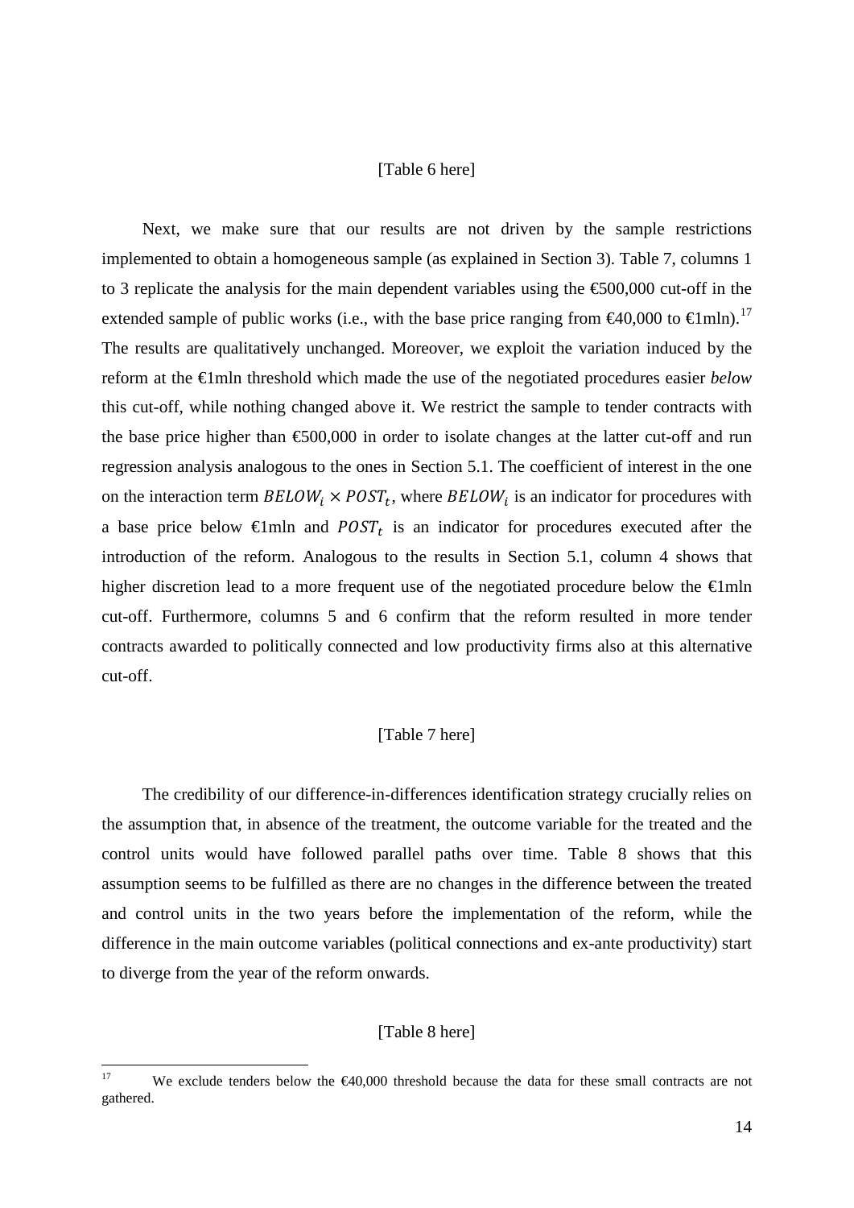[Table 6 here]

Next, we make sure that our results are not driven by the sample restrictions implemented to obtain a homogeneous sample (as explained in Section 3). Table 7, columns 1 to 3 replicate the analysis for the main dependent variables using the €500,000 cut-off in the extended sample of public works (i.e., with the base price ranging from €40,000 to €1mln).[17] The results are qualitatively unchanged. Moreover, we exploit the variation induced by the reform at the €1mln threshold which made the use of the negotiated procedures easier *below* this cut-off, while nothing changed above it. We restrict the sample to tender contracts with the base price higher than €500,000 in order to isolate changes at the latter cut-off and run regression analysis analogous to the ones in Section 5.1. The coefficient of interest in the one on the interaction term $BELOW_i \times POST_t$, where $BELOW_i$ is an indicator for procedures with a base price below €1mln and $POST_t$ is an indicator for procedures executed after the introduction of the reform. Analogous to the results in Section 5.1, column 4 shows that higher discretion lead to a more frequent use of the negotiated procedure below the €1mln cut-off. Furthermore, columns 5 and 6 confirm that the reform resulted in more tender contracts awarded to politically connected and low productivity firms also at this alternative cut-off.

[Table 7 here]

The credibility of our difference-in-differences identification strategy crucially relies on the assumption that, in absence of the treatment, the outcome variable for the treated and the control units would have followed parallel paths over time. Table 8 shows that this assumption seems to be fulfilled as there are no changes in the difference between the treated and control units in the two years before the implementation of the reform, while the difference in the main outcome variables (political connections and ex-ante productivity) start to diverge from the year of the reform onwards.

[Table 8 here]

[17] We exclude tenders below the €40,000 threshold because the data for these small contracts are not gathered.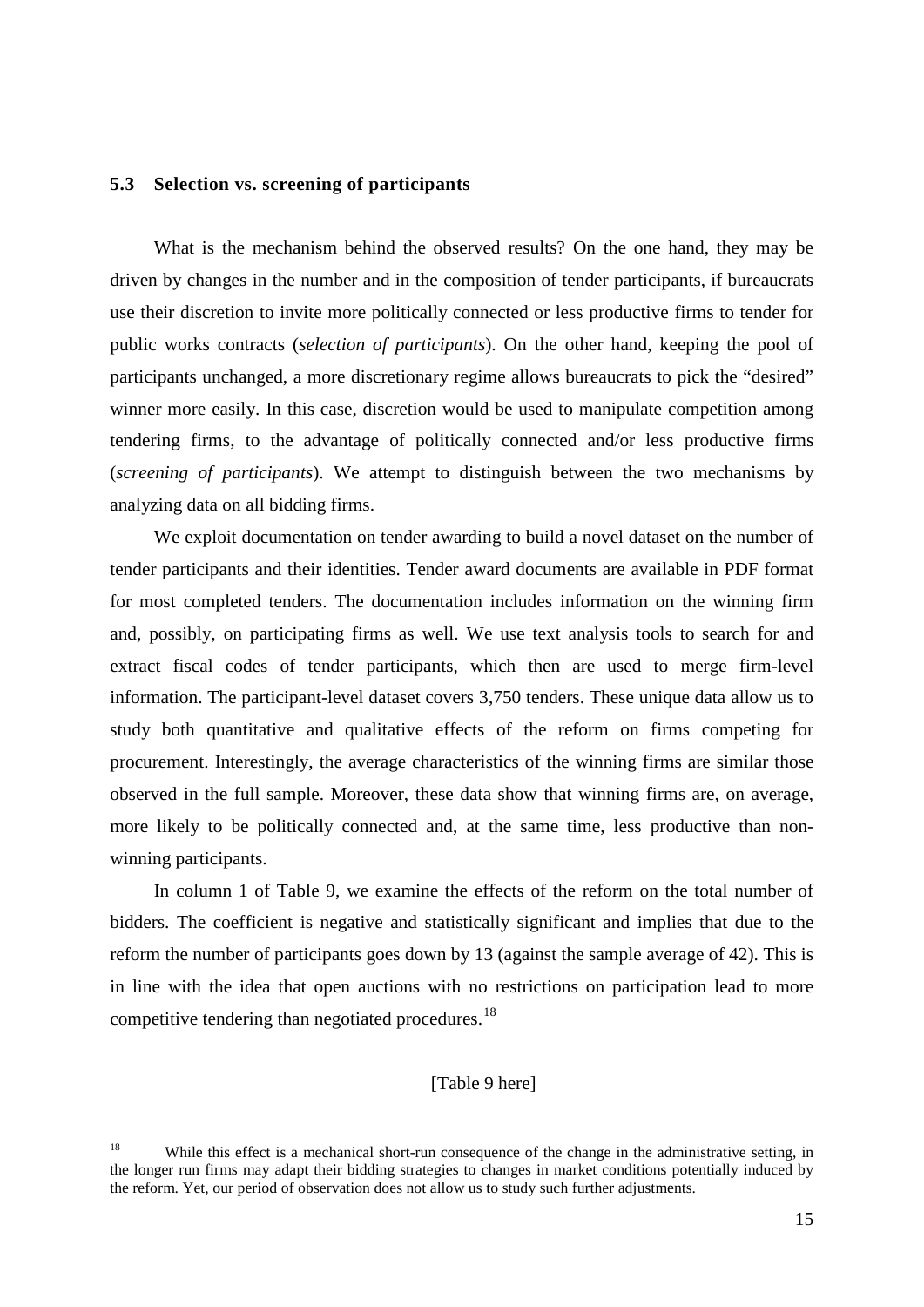### 5.3 Selection vs. screening of participants

What is the mechanism behind the observed results? On the one hand, they may be driven by changes in the number and in the composition of tender participants, if bureaucrats use their discretion to invite more politically connected or less productive firms to tender for public works contracts (*selection of participants*). On the other hand, keeping the pool of participants unchanged, a more discretionary regime allows bureaucrats to pick the "desired" winner more easily. In this case, discretion would be used to manipulate competition among tendering firms, to the advantage of politically connected and/or less productive firms (*screening of participants*). We attempt to distinguish between the two mechanisms by analyzing data on all bidding firms.

We exploit documentation on tender awarding to build a novel dataset on the number of tender participants and their identities. Tender award documents are available in PDF format for most completed tenders. The documentation includes information on the winning firm and, possibly, on participating firms as well. We use text analysis tools to search for and extract fiscal codes of tender participants, which then are used to merge firm-level information. The participant-level dataset covers 3,750 tenders. These unique data allow us to study both quantitative and qualitative effects of the reform on firms competing for procurement. Interestingly, the average characteristics of the winning firms are similar those observed in the full sample. Moreover, these data show that winning firms are, on average, more likely to be politically connected and, at the same time, less productive than non-winning participants.

In column 1 of Table 9, we examine the effects of the reform on the total number of bidders. The coefficient is negative and statistically significant and implies that due to the reform the number of participants goes down by 13 (against the sample average of 42). This is in line with the idea that open auctions with no restrictions on participation lead to more competitive tendering than negotiated procedures.[18]

[Table 9 here]

[18] While this effect is a mechanical short-run consequence of the change in the administrative setting, in the longer run firms may adapt their bidding strategies to changes in market conditions potentially induced by the reform. Yet, our period of observation does not allow us to study such further adjustments.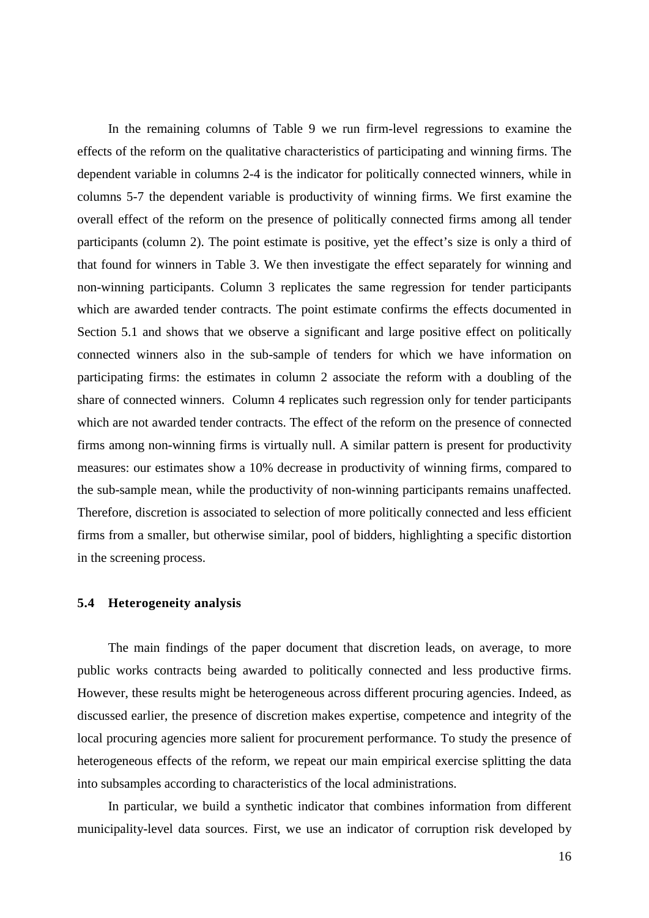In the remaining columns of Table 9 we run firm-level regressions to examine the effects of the reform on the qualitative characteristics of participating and winning firms. The dependent variable in columns 2-4 is the indicator for politically connected winners, while in columns 5-7 the dependent variable is productivity of winning firms. We first examine the overall effect of the reform on the presence of politically connected firms among all tender participants (column 2). The point estimate is positive, yet the effect's size is only a third of that found for winners in Table 3. We then investigate the effect separately for winning and non-winning participants. Column 3 replicates the same regression for tender participants which are awarded tender contracts. The point estimate confirms the effects documented in Section 5.1 and shows that we observe a significant and large positive effect on politically connected winners also in the sub-sample of tenders for which we have information on participating firms: the estimates in column 2 associate the reform with a doubling of the share of connected winners. Column 4 replicates such regression only for tender participants which are not awarded tender contracts. The effect of the reform on the presence of connected firms among non-winning firms is virtually null. A similar pattern is present for productivity measures: our estimates show a 10% decrease in productivity of winning firms, compared to the sub-sample mean, while the productivity of non-winning participants remains unaffected. Therefore, discretion is associated to selection of more politically connected and less efficient firms from a smaller, but otherwise similar, pool of bidders, highlighting a specific distortion in the screening process.

### 5.4 Heterogeneity analysis

The main findings of the paper document that discretion leads, on average, to more public works contracts being awarded to politically connected and less productive firms. However, these results might be heterogeneous across different procuring agencies. Indeed, as discussed earlier, the presence of discretion makes expertise, competence and integrity of the local procuring agencies more salient for procurement performance. To study the presence of heterogeneous effects of the reform, we repeat our main empirical exercise splitting the data into subsamples according to characteristics of the local administrations.

In particular, we build a synthetic indicator that combines information from different municipality-level data sources. First, we use an indicator of corruption risk developed by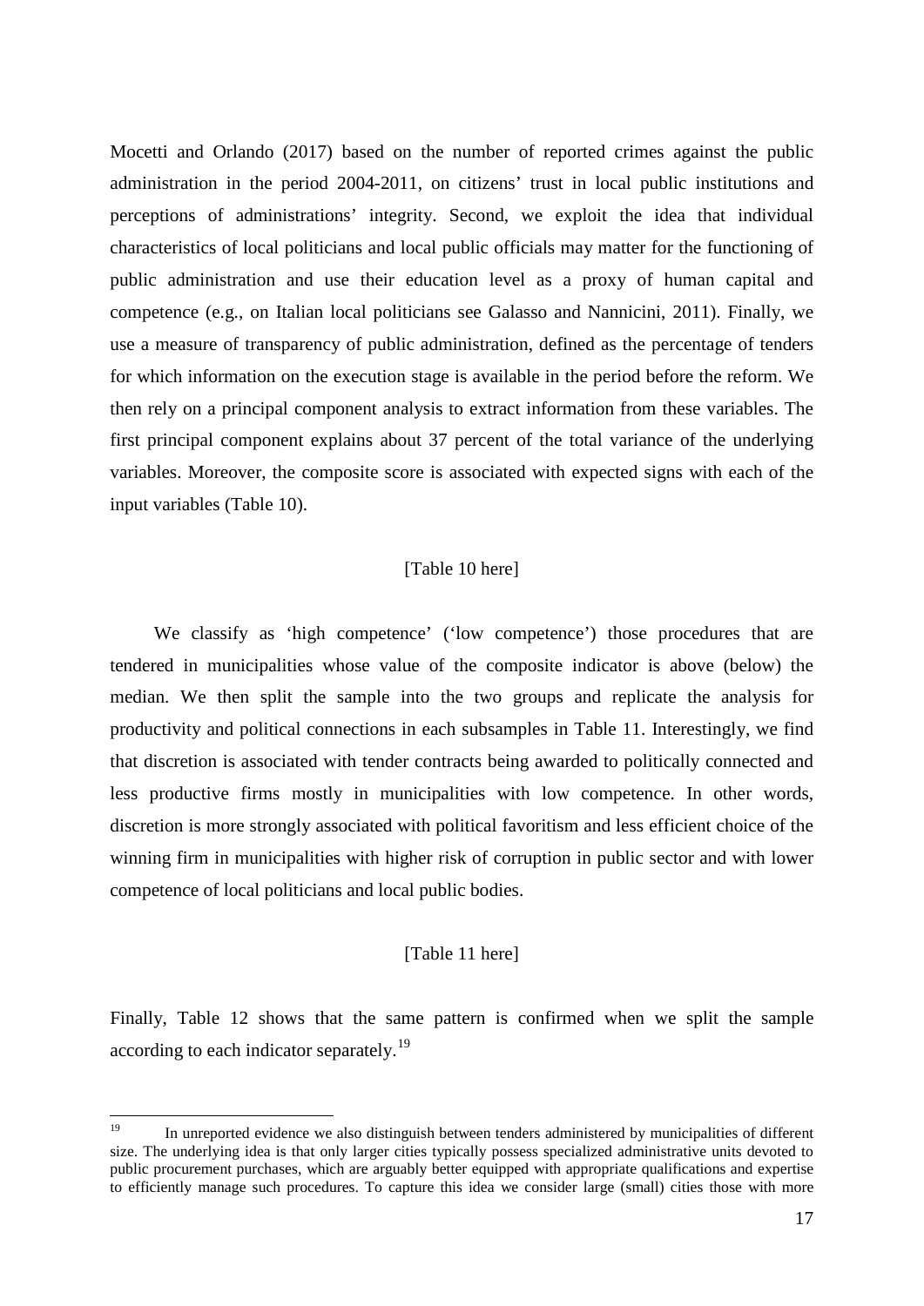Mocetti and Orlando (2017) based on the number of reported crimes against the public administration in the period 2004-2011, on citizens' trust in local public institutions and perceptions of administrations' integrity. Second, we exploit the idea that individual characteristics of local politicians and local public officials may matter for the functioning of public administration and use their education level as a proxy of human capital and competence (e.g., on Italian local politicians see Galasso and Nannicini, 2011). Finally, we use a measure of transparency of public administration, defined as the percentage of tenders for which information on the execution stage is available in the period before the reform. We then rely on a principal component analysis to extract information from these variables. The first principal component explains about 37 percent of the total variance of the underlying variables. Moreover, the composite score is associated with expected signs with each of the input variables (Table 10).

[Table 10 here]

We classify as 'high competence' ('low competence') those procedures that are tendered in municipalities whose value of the composite indicator is above (below) the median. We then split the sample into the two groups and replicate the analysis for productivity and political connections in each subsamples in Table 11. Interestingly, we find that discretion is associated with tender contracts being awarded to politically connected and less productive firms mostly in municipalities with low competence. In other words, discretion is more strongly associated with political favoritism and less efficient choice of the winning firm in municipalities with higher risk of corruption in public sector and with lower competence of local politicians and local public bodies.

[Table 11 here]

Finally, Table 12 shows that the same pattern is confirmed when we split the sample according to each indicator separately.[19]

[19] In unreported evidence we also distinguish between tenders administered by municipalities of different size. The underlying idea is that only larger cities typically possess specialized administrative units devoted to public procurement purchases, which are arguably better equipped with appropriate qualifications and expertise to efficiently manage such procedures. To capture this idea we consider large (small) cities those with more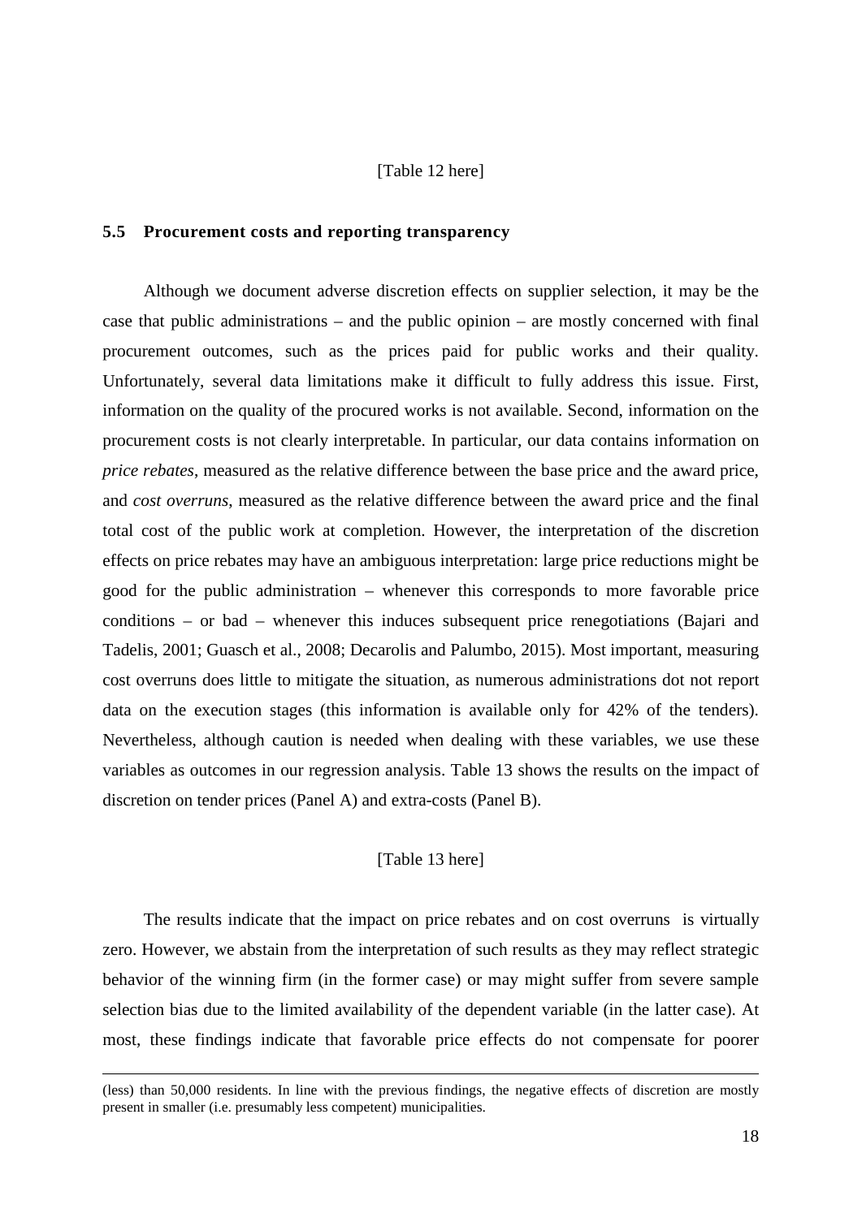[Table 12 here]

## 5.5 Procurement costs and reporting transparency

Although we document adverse discretion effects on supplier selection, it may be the case that public administrations – and the public opinion – are mostly concerned with final procurement outcomes, such as the prices paid for public works and their quality. Unfortunately, several data limitations make it difficult to fully address this issue. First, information on the quality of the procured works is not available. Second, information on the procurement costs is not clearly interpretable. In particular, our data contains information on *price rebates*, measured as the relative difference between the base price and the award price, and *cost overruns*, measured as the relative difference between the award price and the final total cost of the public work at completion. However, the interpretation of the discretion effects on price rebates may have an ambiguous interpretation: large price reductions might be good for the public administration – whenever this corresponds to more favorable price conditions – or bad – whenever this induces subsequent price renegotiations (Bajari and Tadelis, 2001; Guasch et al., 2008; Decarolis and Palumbo, 2015). Most important, measuring cost overruns does little to mitigate the situation, as numerous administrations dot not report data on the execution stages (this information is available only for 42% of the tenders). Nevertheless, although caution is needed when dealing with these variables, we use these variables as outcomes in our regression analysis. Table 13 shows the results on the impact of discretion on tender prices (Panel A) and extra-costs (Panel B).

[Table 13 here]

The results indicate that the impact on price rebates and on cost overruns is virtually zero. However, we abstain from the interpretation of such results as they may reflect strategic behavior of the winning firm (in the former case) or may might suffer from severe sample selection bias due to the limited availability of the dependent variable (in the latter case). At most, these findings indicate that favorable price effects do not compensate for poorer

(less) than 50,000 residents. In line with the previous findings, the negative effects of discretion are mostly present in smaller (i.e. presumably less competent) municipalities.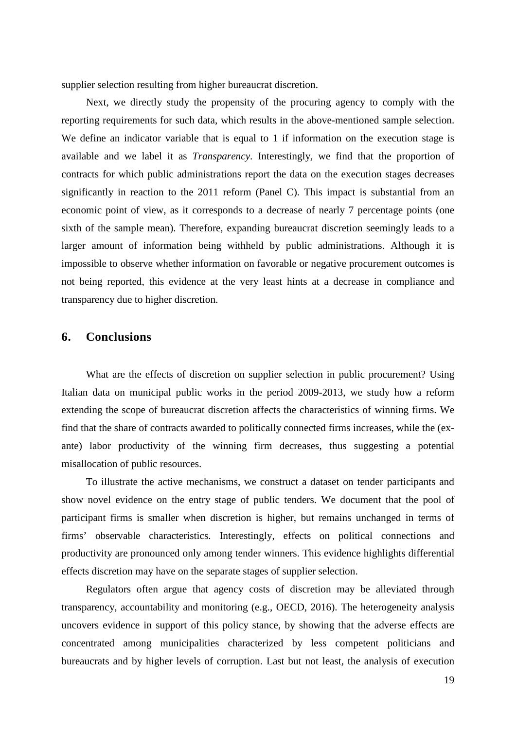supplier selection resulting from higher bureaucrat discretion.

Next, we directly study the propensity of the procuring agency to comply with the reporting requirements for such data, which results in the above-mentioned sample selection. We define an indicator variable that is equal to 1 if information on the execution stage is available and we label it as *Transparency*. Interestingly, we find that the proportion of contracts for which public administrations report the data on the execution stages decreases significantly in reaction to the 2011 reform (Panel C). This impact is substantial from an economic point of view, as it corresponds to a decrease of nearly 7 percentage points (one sixth of the sample mean). Therefore, expanding bureaucrat discretion seemingly leads to a larger amount of information being withheld by public administrations. Although it is impossible to observe whether information on favorable or negative procurement outcomes is not being reported, this evidence at the very least hints at a decrease in compliance and transparency due to higher discretion.

## 6. Conclusions

What are the effects of discretion on supplier selection in public procurement? Using Italian data on municipal public works in the period 2009-2013, we study how a reform extending the scope of bureaucrat discretion affects the characteristics of winning firms. We find that the share of contracts awarded to politically connected firms increases, while the (ex-ante) labor productivity of the winning firm decreases, thus suggesting a potential misallocation of public resources.

To illustrate the active mechanisms, we construct a dataset on tender participants and show novel evidence on the entry stage of public tenders. We document that the pool of participant firms is smaller when discretion is higher, but remains unchanged in terms of firms' observable characteristics. Interestingly, effects on political connections and productivity are pronounced only among tender winners. This evidence highlights differential effects discretion may have on the separate stages of supplier selection.

Regulators often argue that agency costs of discretion may be alleviated through transparency, accountability and monitoring (e.g., OECD, 2016). The heterogeneity analysis uncovers evidence in support of this policy stance, by showing that the adverse effects are concentrated among municipalities characterized by less competent politicians and bureaucrats and by higher levels of corruption. Last but not least, the analysis of execution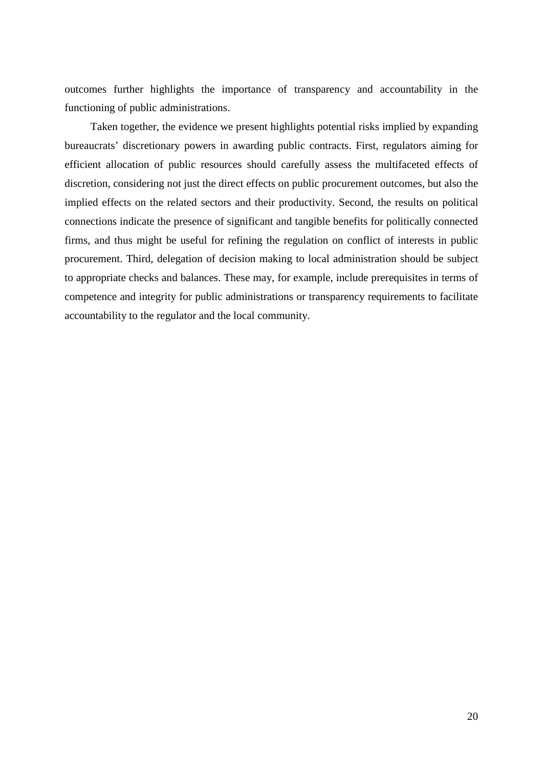outcomes further highlights the importance of transparency and accountability in the functioning of public administrations.

Taken together, the evidence we present highlights potential risks implied by expanding bureaucrats' discretionary powers in awarding public contracts. First, regulators aiming for efficient allocation of public resources should carefully assess the multifaceted effects of discretion, considering not just the direct effects on public procurement outcomes, but also the implied effects on the related sectors and their productivity. Second, the results on political connections indicate the presence of significant and tangible benefits for politically connected firms, and thus might be useful for refining the regulation on conflict of interests in public procurement. Third, delegation of decision making to local administration should be subject to appropriate checks and balances. These may, for example, include prerequisites in terms of competence and integrity for public administrations or transparency requirements to facilitate accountability to the regulator and the local community.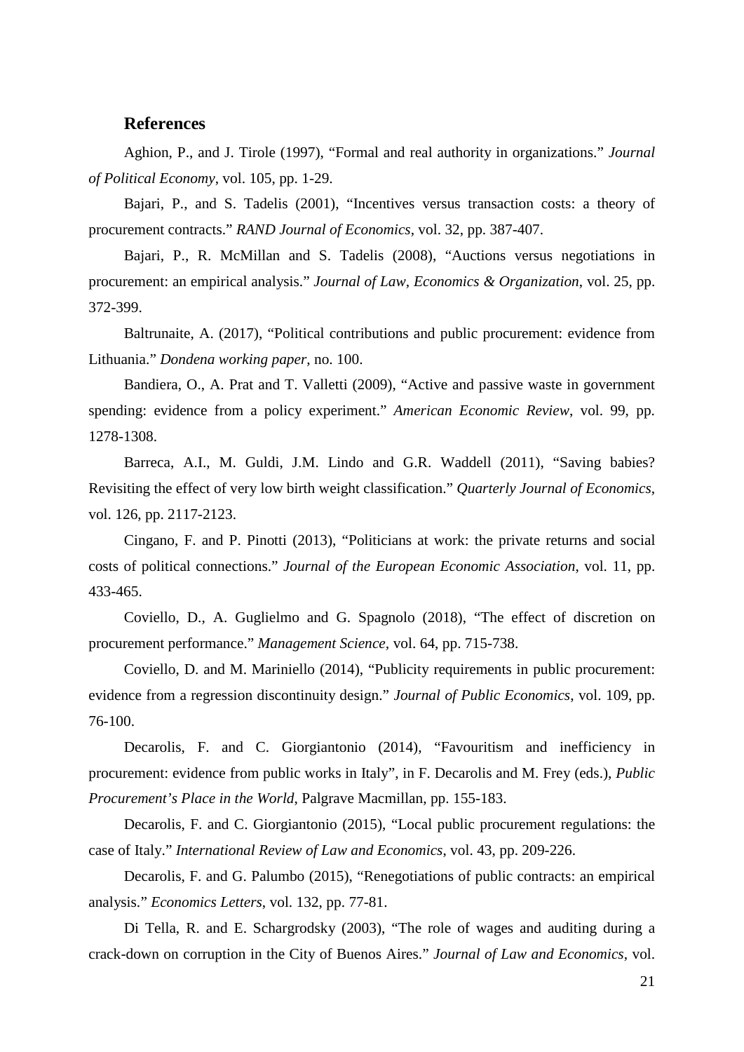## References

Aghion, P., and J. Tirole (1997), "Formal and real authority in organizations." *Journal of Political Economy*, vol. 105, pp. 1-29.

Bajari, P., and S. Tadelis (2001), "Incentives versus transaction costs: a theory of procurement contracts." *RAND Journal of Economics*, vol. 32, pp. 387-407.

Bajari, P., R. McMillan and S. Tadelis (2008), "Auctions versus negotiations in procurement: an empirical analysis." *Journal of Law, Economics & Organization*, vol. 25, pp. 372-399.

Baltrunaite, A. (2017), "Political contributions and public procurement: evidence from Lithuania." *Dondena working paper*, no. 100.

Bandiera, O., A. Prat and T. Valletti (2009), "Active and passive waste in government spending: evidence from a policy experiment." *American Economic Review*, vol. 99, pp. 1278-1308.

Barreca, A.I., M. Guldi, J.M. Lindo and G.R. Waddell (2011), "Saving babies? Revisiting the effect of very low birth weight classification." *Quarterly Journal of Economics*, vol. 126, pp. 2117-2123.

Cingano, F. and P. Pinotti (2013), "Politicians at work: the private returns and social costs of political connections." *Journal of the European Economic Association*, vol. 11, pp. 433-465.

Coviello, D., A. Guglielmo and G. Spagnolo (2018), "The effect of discretion on procurement performance." *Management Science*, vol. 64, pp. 715-738.

Coviello, D. and M. Mariniello (2014), "Publicity requirements in public procurement: evidence from a regression discontinuity design." *Journal of Public Economics*, vol. 109, pp. 76-100.

Decarolis, F. and C. Giorgiantonio (2014), "Favouritism and inefficiency in procurement: evidence from public works in Italy", in F. Decarolis and M. Frey (eds.), *Public Procurement's Place in the World*, Palgrave Macmillan, pp. 155-183.

Decarolis, F. and C. Giorgiantonio (2015), "Local public procurement regulations: the case of Italy." *International Review of Law and Economics*, vol. 43, pp. 209-226.

Decarolis, F. and G. Palumbo (2015), "Renegotiations of public contracts: an empirical analysis." *Economics Letters*, vol. 132, pp. 77-81.

Di Tella, R. and E. Schargrodsky (2003), "The role of wages and auditing during a crack-down on corruption in the City of Buenos Aires." *Journal of Law and Economics*, vol.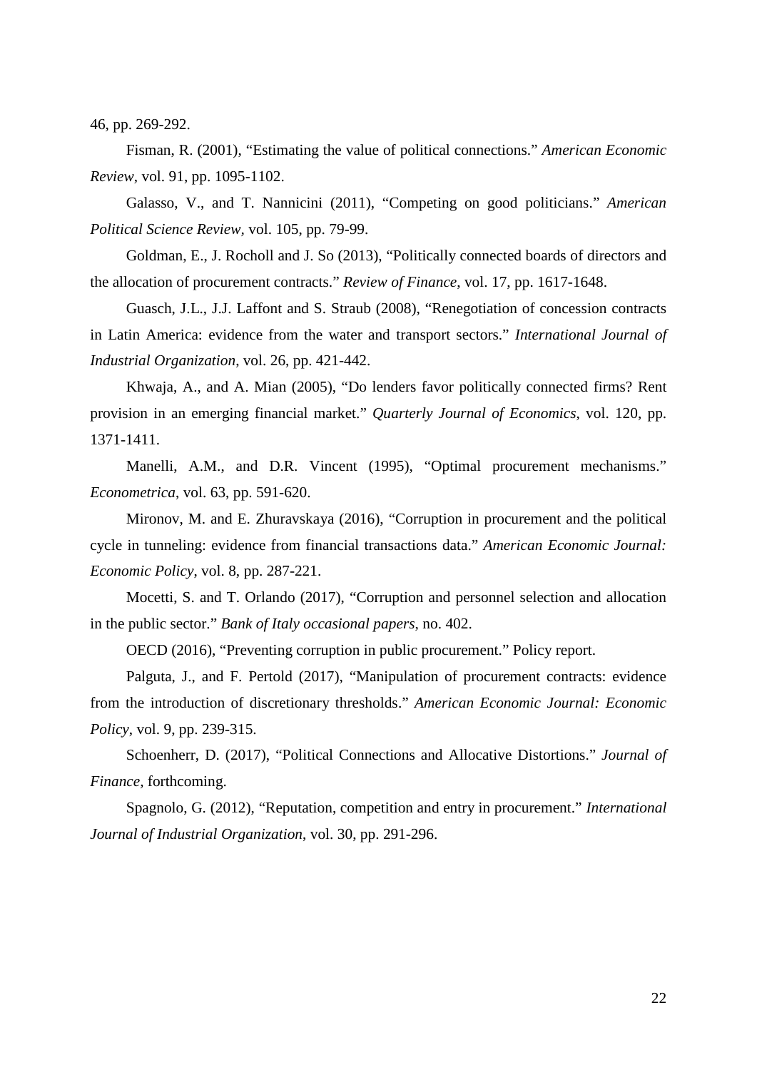46, pp. 269-292.

Fisman, R. (2001), “Estimating the value of political connections.” *American Economic Review*, vol. 91, pp. 1095-1102.

Galasso, V., and T. Nannicini (2011), “Competing on good politicians.” *American Political Science Review*, vol. 105, pp. 79-99.

Goldman, E., J. Rocholl and J. So (2013), “Politically connected boards of directors and the allocation of procurement contracts.” *Review of Finance*, vol. 17, pp. 1617-1648.

Guasch, J.L., J.J. Laffont and S. Straub (2008), “Renegotiation of concession contracts in Latin America: evidence from the water and transport sectors.” *International Journal of Industrial Organization*, vol. 26, pp. 421-442.

Khwaja, A., and A. Mian (2005), “Do lenders favor politically connected firms? Rent provision in an emerging financial market.” *Quarterly Journal of Economics*, vol. 120, pp. 1371-1411.

Manelli, A.M., and D.R. Vincent (1995), “Optimal procurement mechanisms.” *Econometrica*, vol. 63, pp. 591-620.

Mironov, M. and E. Zhuravskaya (2016), “Corruption in procurement and the political cycle in tunneling: evidence from financial transactions data.” *American Economic Journal: Economic Policy*, vol. 8, pp. 287-221.

Mocetti, S. and T. Orlando (2017), “Corruption and personnel selection and allocation in the public sector.” *Bank of Italy occasional papers*, no. 402.

OECD (2016), “Preventing corruption in public procurement.” Policy report.

Palguta, J., and F. Pertold (2017), “Manipulation of procurement contracts: evidence from the introduction of discretionary thresholds.” *American Economic Journal: Economic Policy*, vol. 9, pp. 239-315.

Schoenherr, D. (2017), “Political Connections and Allocative Distortions.” *Journal of Finance*, forthcoming.

Spagnolo, G. (2012), “Reputation, competition and entry in procurement.” *International Journal of Industrial Organization*, vol. 30, pp. 291-296.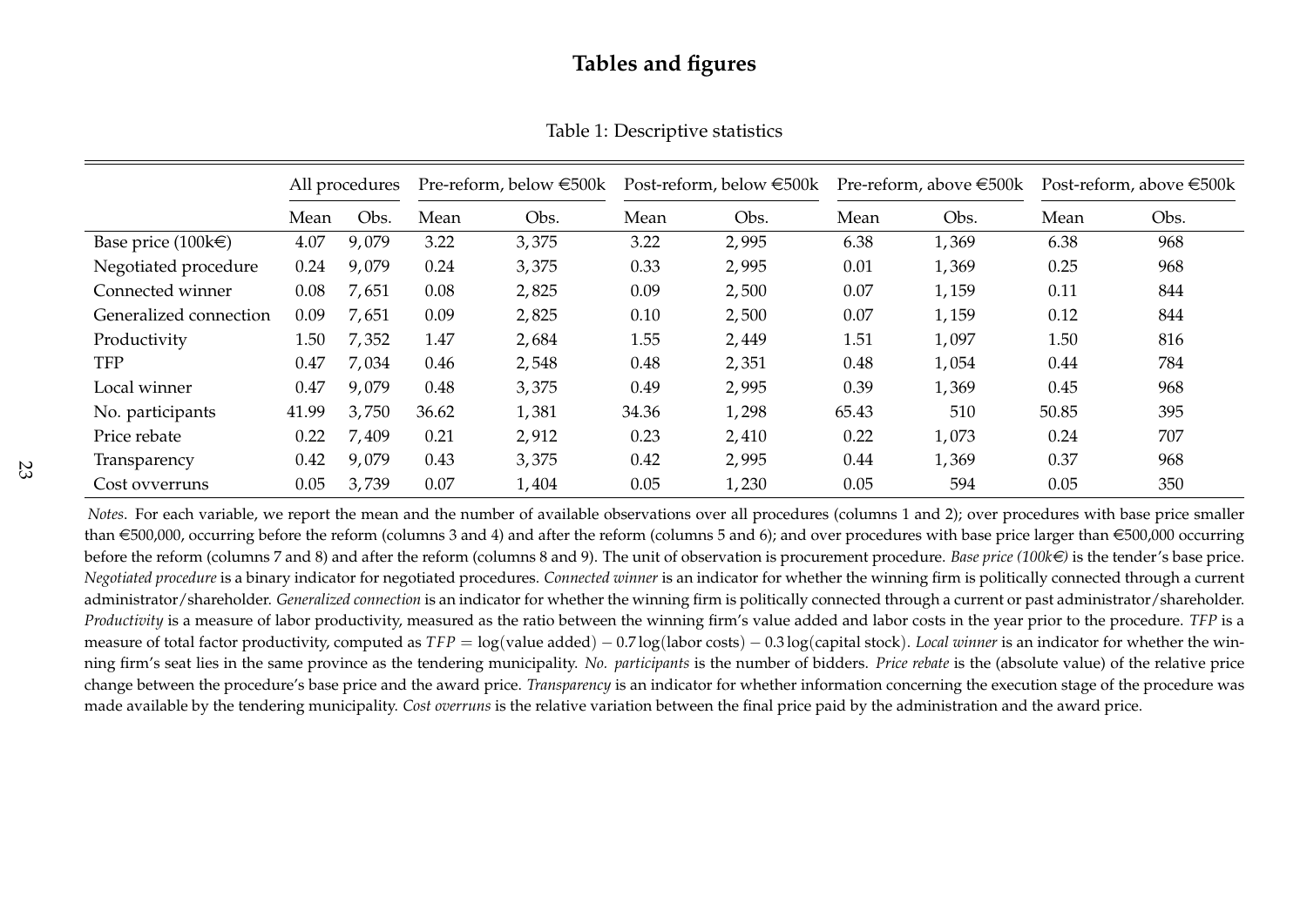# Tables and figures

Table 1: Descriptive statistics

| | All procedures | | Pre-reform, below €500k | | Post-reform, below €500k | | Pre-reform, above €500k | | Post-reform, above €500k | |
|---|---|---|---|---|---|---|---|---|---|---|
| | Mean | Obs. | Mean | Obs. | Mean | Obs. | Mean | Obs. | Mean | Obs. |
| Base price (100k€) | 4.07 | 9,079 | 3.22 | 3,375 | 3.22 | 2,995 | 6.38 | 1,369 | 6.38 | 968 |
| Negotiated procedure | 0.24 | 9,079 | 0.24 | 3,375 | 0.33 | 2,995 | 0.01 | 1,369 | 0.25 | 968 |
| Connected winner | 0.08 | 7,651 | 0.08 | 2,825 | 0.09 | 2,500 | 0.07 | 1,159 | 0.11 | 844 |
| Generalized connection | 0.09 | 7,651 | 0.09 | 2,825 | 0.10 | 2,500 | 0.07 | 1,159 | 0.12 | 844 |
| Productivity | 1.50 | 7,352 | 1.47 | 2,684 | 1.55 | 2,449 | 1.51 | 1,097 | 1.50 | 816 |
| TFP | 0.47 | 7,034 | 0.46 | 2,548 | 0.48 | 2,351 | 0.48 | 1,054 | 0.44 | 784 |
| Local winner | 0.47 | 9,079 | 0.48 | 3,375 | 0.49 | 2,995 | 0.39 | 1,369 | 0.45 | 968 |
| No. participants | 41.99 | 3,750 | 36.62 | 1,381 | 34.36 | 1,298 | 65.43 | 510 | 50.85 | 395 |
| Price rebate | 0.22 | 7,409 | 0.21 | 2,912 | 0.23 | 2,410 | 0.22 | 1,073 | 0.24 | 707 |
| Transparency | 0.42 | 9,079 | 0.43 | 3,375 | 0.42 | 2,995 | 0.44 | 1,369 | 0.37 | 968 |
| Cost ovverruns | 0.05 | 3,739 | 0.07 | 1,404 | 0.05 | 1,230 | 0.05 | 594 | 0.05 | 350 |

*Notes*. For each variable, we report the mean and the number of available observations over all procedures (columns 1 and 2); over procedures with base price smaller than €500,000, occurring before the reform (columns 3 and 4) and after the reform (columns 5 and 6); and over procedures with base price larger than €500,000 occurring before the reform (columns 7 and 8) and after the reform (columns 8 and 9). The unit of observation is procurement procedure. *Base price (100k€)* is the tender's base price. *Negotiated procedure* is a binary indicator for negotiated procedures. *Connected winner* is an indicator for whether the winning firm is politically connected through a current administrator/shareholder. *Generalized connection* is an indicator for whether the winning firm is politically connected through a current or past administrator/shareholder. *Productivity* is a measure of labor productivity, measured as the ratio between the winning firm's value added and labor costs in the year prior to the procedure. *TFP* is a measure of total factor productivity, computed as $TFP = \log(\text{value added}) - 0.7\log(\text{labor costs}) - 0.3\log(\text{capital stock})$. *Local winner* is an indicator for whether the winning firm's seat lies in the same province as the tendering municipality. *No. participants* is the number of bidders. *Price rebate* is the (absolute value) of the relative price change between the procedure's base price and the award price. *Transparency* is an indicator for whether information concerning the execution stage of the procedure was made available by the tendering municipality. *Cost overruns* is the relative variation between the final price paid by the administration and the award price.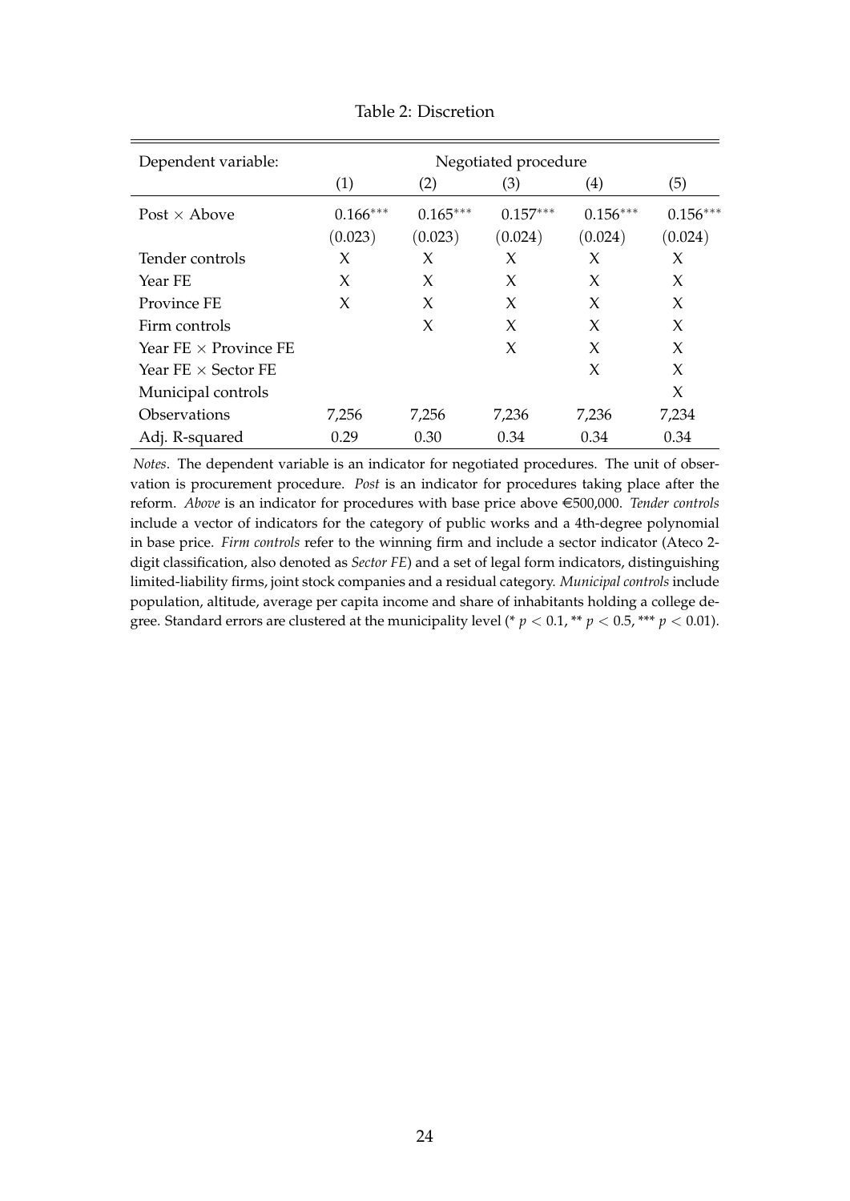Table 2: Discretion

| Dependent variable: | Negotiated procedure | | | | |
|---|---|---|---|---|---|
| | (1) | (2) | (3) | (4) | (5) |
| Post × Above | 0.166*** | 0.165*** | 0.157*** | 0.156*** | 0.156*** |
| | (0.023) | (0.023) | (0.024) | (0.024) | (0.024) |
| Tender controls | X | X | X | X | X |
| Year FE | X | X | X | X | X |
| Province FE | X | X | X | X | X |
| Firm controls | | X | X | X | X |
| Year FE × Province FE | | | X | X | X |
| Year FE × Sector FE | | | | X | X |
| Municipal controls | | | | | X |
| Observations | 7,256 | 7,256 | 7,236 | 7,236 | 7,234 |
| Adj. R-squared | 0.29 | 0.30 | 0.34 | 0.34 | 0.34 |

*Notes*. The dependent variable is an indicator for negotiated procedures. The unit of observation is procurement procedure. *Post* is an indicator for procedures taking place after the reform. *Above* is an indicator for procedures with base price above €500,000. *Tender controls* include a vector of indicators for the category of public works and a 4th-degree polynomial in base price. *Firm controls* refer to the winning firm and include a sector indicator (Ateco 2-digit classification, also denoted as *Sector FE*) and a set of legal form indicators, distinguishing limited-liability firms, joint stock companies and a residual category. *Municipal controls* include population, altitude, average per capita income and share of inhabitants holding a college degree. Standard errors are clustered at the municipality level (* $p < 0.1$, ** $p < 0.5$, *** $p < 0.01$).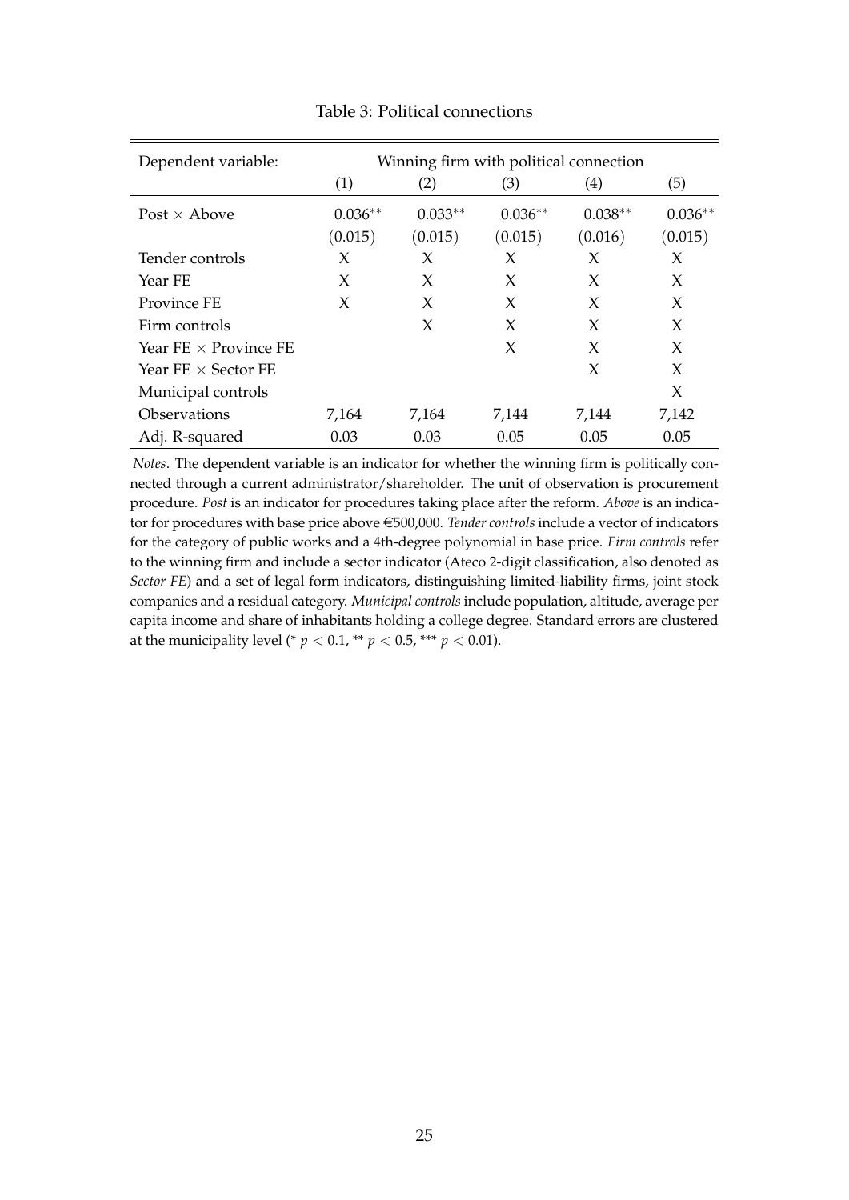Table 3: Political connections

| Dependent variable: | Winning firm with political connection | | | | |
|---|---|---|---|---|---|
| | (1) | (2) | (3) | (4) | (5) |
| Post × Above | 0.036** | 0.033** | 0.036** | 0.038** | 0.036** |
| | (0.015) | (0.015) | (0.015) | (0.016) | (0.015) |
| Tender controls | X | X | X | X | X |
| Year FE | X | X | X | X | X |
| Province FE | X | X | X | X | X |
| Firm controls | | X | X | X | X |
| Year FE × Province FE | | | X | X | X |
| Year FE × Sector FE | | | | X | X |
| Municipal controls | | | | | X |
| Observations | 7,164 | 7,164 | 7,144 | 7,144 | 7,142 |
| Adj. R-squared | 0.03 | 0.03 | 0.05 | 0.05 | 0.05 |

*Notes*. The dependent variable is an indicator for whether the winning firm is politically connected through a current administrator/shareholder. The unit of observation is procurement procedure. *Post* is an indicator for procedures taking place after the reform. *Above* is an indicator for procedures with base price above €500,000. *Tender controls* include a vector of indicators for the category of public works and a 4th-degree polynomial in base price. *Firm controls* refer to the winning firm and include a sector indicator (Ateco 2-digit classification, also denoted as *Sector FE*) and a set of legal form indicators, distinguishing limited-liability firms, joint stock companies and a residual category. *Municipal controls* include population, altitude, average per capita income and share of inhabitants holding a college degree. Standard errors are clustered at the municipality level (* $p < 0.1$, ** $p < 0.5$, *** $p < 0.01$).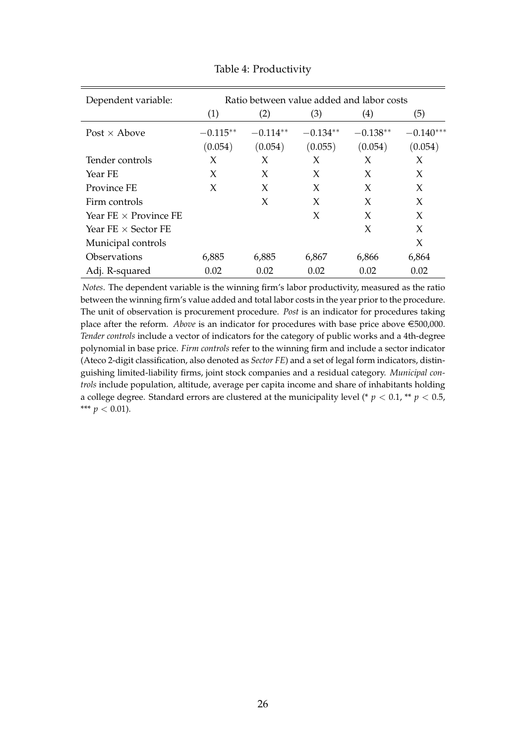Table 4: Productivity

| Dependent variable: | Ratio between value added and labor costs | | | | |
|---|---|---|---|---|---|
| | (1) | (2) | (3) | (4) | (5) |
| Post × Above | $-0.115^{**}$ | $-0.114^{**}$ | $-0.134^{**}$ | $-0.138^{**}$ | $-0.140^{***}$ |
| | (0.054) | (0.054) | (0.055) | (0.054) | (0.054) |
| Tender controls | X | X | X | X | X |
| Year FE | X | X | X | X | X |
| Province FE | X | X | X | X | X |
| Firm controls | | X | X | X | X |
| Year FE × Province FE | | | X | X | X |
| Year FE × Sector FE | | | | X | X |
| Municipal controls | | | | | X |
| Observations | 6,885 | 6,885 | 6,867 | 6,866 | 6,864 |
| Adj. R-squared | 0.02 | 0.02 | 0.02 | 0.02 | 0.02 |

*Notes*. The dependent variable is the winning firm's labor productivity, measured as the ratio between the winning firm's value added and total labor costs in the year prior to the procedure. The unit of observation is procurement procedure. *Post* is an indicator for procedures taking place after the reform. *Above* is an indicator for procedures with base price above €500,000. *Tender controls* include a vector of indicators for the category of public works and a 4th-degree polynomial in base price. *Firm controls* refer to the winning firm and include a sector indicator (Ateco 2-digit classification, also denoted as *Sector FE*) and a set of legal form indicators, distinguishing limited-liability firms, joint stock companies and a residual category. *Municipal controls* include population, altitude, average per capita income and share of inhabitants holding a college degree. Standard errors are clustered at the municipality level (* $p < 0.1$, ** $p < 0.5$, *** $p < 0.01$).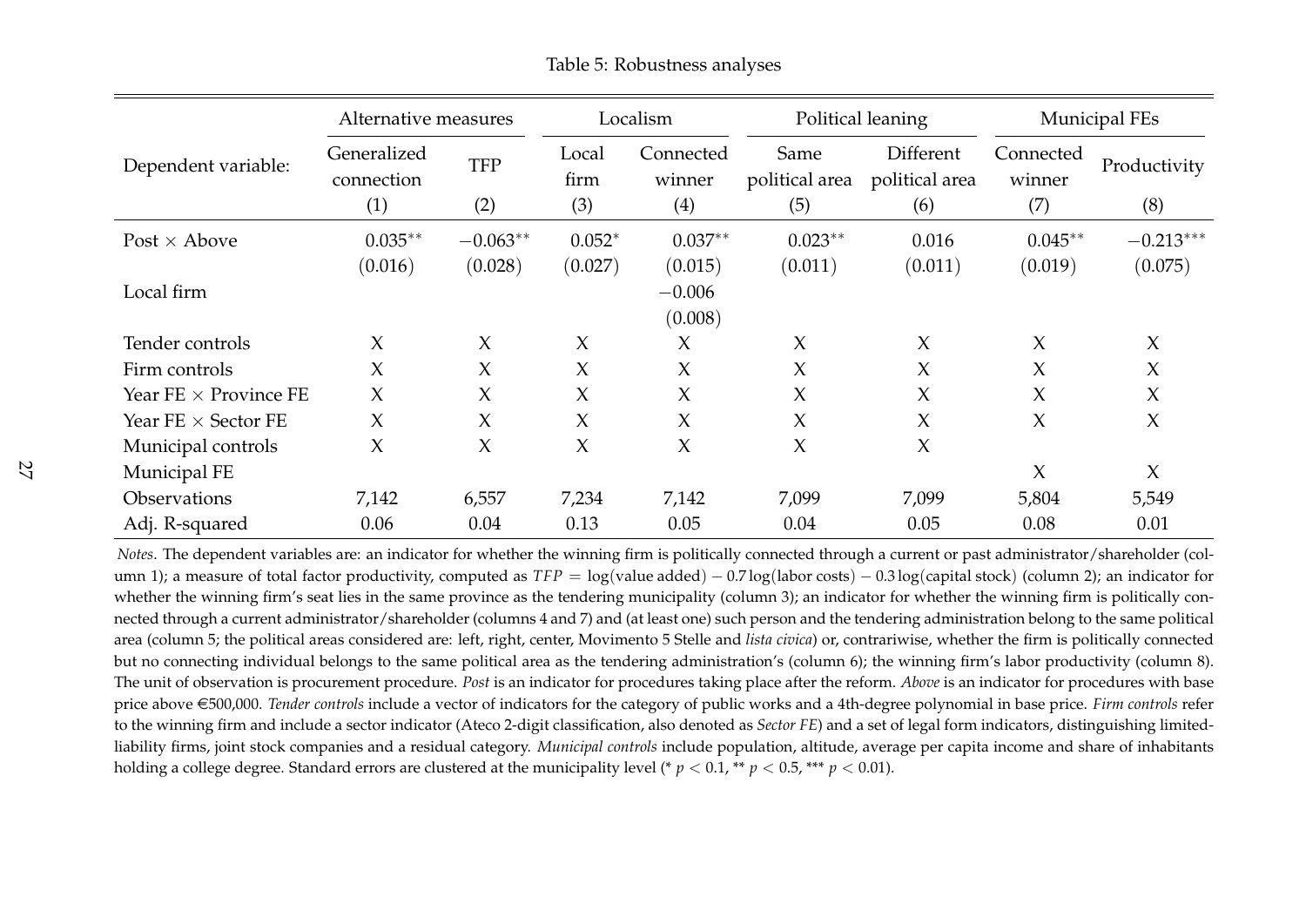Table 5: Robustness analyses

| | Alternative measures | | Localism | | Political leaning | | Municipal FEs | |
|---|---|---|---|---|---|---|---|---|
| Dependent variable: | Generalized connection | TFP | Local firm | Connected winner | Same political area | Different political area | Connected winner | Productivity |
| | (1) | (2) | (3) | (4) | (5) | (6) | (7) | (8) |
| Post × Above | 0.035** | −0.063** | 0.052* | 0.037** | 0.023** | 0.016 | 0.045** | −0.213*** |
| | (0.016) | (0.028) | (0.027) | (0.015) | (0.011) | (0.011) | (0.019) | (0.075) |
| Local firm | | | | −0.006 | | | | |
| | | | | (0.008) | | | | |
| Tender controls | X | X | X | X | X | X | X | X |
| Firm controls | X | X | X | X | X | X | X | X |
| Year FE × Province FE | X | X | X | X | X | X | X | X |
| Year FE × Sector FE | X | X | X | X | X | X | X | X |
| Municipal controls | X | X | X | X | X | X | | |
| Municipal FE | | | | | | | X | X |
| Observations | 7,142 | 6,557 | 7,234 | 7,142 | 7,099 | 7,099 | 5,804 | 5,549 |
| Adj. R-squared | 0.06 | 0.04 | 0.13 | 0.05 | 0.04 | 0.05 | 0.08 | 0.01 |

*Notes*. The dependent variables are: an indicator for whether the winning firm is politically connected through a current or past administrator/shareholder (column 1); a measure of total factor productivity, computed as $TFP = \log(\text{value added}) - 0.7\log(\text{labor costs}) - 0.3\log(\text{capital stock})$ (column 2); an indicator for whether the winning firm's seat lies in the same province as the tendering municipality (column 3); an indicator for whether the winning firm is politically connected through a current administrator/shareholder (columns 4 and 7) and (at least one) such person and the tendering administration belong to the same political area (column 5; the political areas considered are: left, right, center, Movimento 5 Stelle and *lista civica*) or, contrariwise, whether the firm is politically connected but no connecting individual belongs to the same political area as the tendering administration's (column 6); the winning firm's labor productivity (column 8). The unit of observation is procurement procedure. *Post* is an indicator for procedures taking place after the reform. *Above* is an indicator for procedures with base price above €500,000. *Tender controls* include a vector of indicators for the category of public works and a 4th-degree polynomial in base price. *Firm controls* refer to the winning firm and include a sector indicator (Ateco 2-digit classification, also denoted as *Sector FE*) and a set of legal form indicators, distinguishing limited-liability firms, joint stock companies and a residual category. *Municipal controls* include population, altitude, average per capita income and share of inhabitants holding a college degree. Standard errors are clustered at the municipality level (* $p < 0.1$, ** $p < 0.5$, *** $p < 0.01$).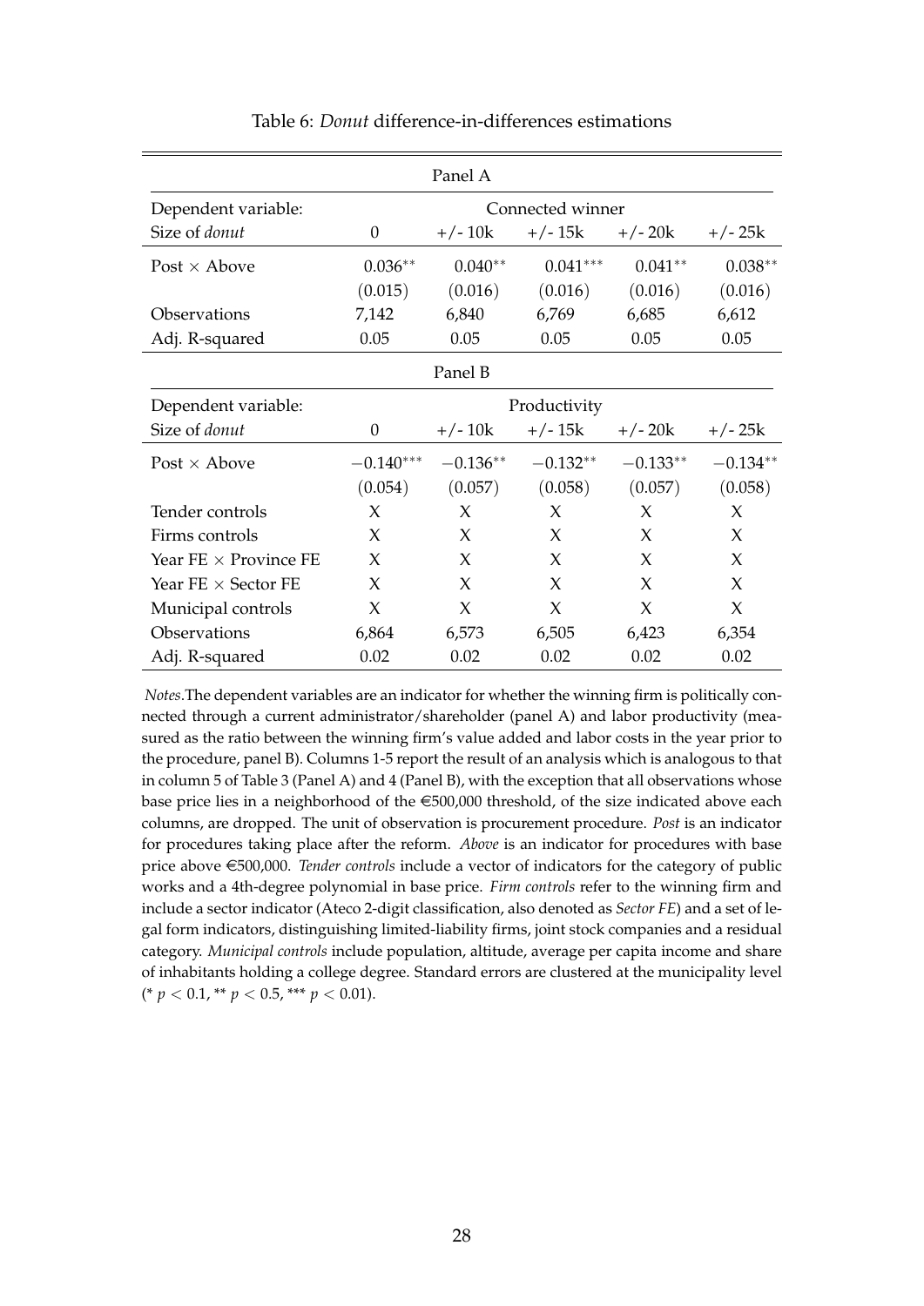Table 6: *Donut* difference-in-differences estimations

| | | | | | |
|---|---|---|---|---|---|
| | Panel A | | | | |
| Dependent variable: | Connected winner | | | | |
| Size of *donut* | 0 | +/- 10k | +/- 15k | +/- 20k | +/- 25k |
| Post $\times$ Above | $0.036^{**}$ | $0.040^{**}$ | $0.041^{***}$ | $0.041^{**}$ | $0.038^{**}$ |
| | (0.015) | (0.016) | (0.016) | (0.016) | (0.016) |
| Observations | 7,142 | 6,840 | 6,769 | 6,685 | 6,612 |
| Adj. R-squared | 0.05 | 0.05 | 0.05 | 0.05 | 0.05 |
| | Panel B | | | | |
| Dependent variable: | Productivity | | | | |
| Size of *donut* | 0 | +/- 10k | +/- 15k | +/- 20k | +/- 25k |
| Post $\times$ Above | $-0.140^{***}$ | $-0.136^{**}$ | $-0.132^{**}$ | $-0.133^{**}$ | $-0.134^{**}$ |
| | (0.054) | (0.057) | (0.058) | (0.057) | (0.058) |
| Tender controls | X | X | X | X | X |
| Firms controls | X | X | X | X | X |
| Year FE $\times$ Province FE | X | X | X | X | X |
| Year FE $\times$ Sector FE | X | X | X | X | X |
| Municipal controls | X | X | X | X | X |
| Observations | 6,864 | 6,573 | 6,505 | 6,423 | 6,354 |
| Adj. R-squared | 0.02 | 0.02 | 0.02 | 0.02 | 0.02 |

*Notes*.The dependent variables are an indicator for whether the winning firm is politically connected through a current administrator/shareholder (panel A) and labor productivity (measured as the ratio between the winning firm's value added and labor costs in the year prior to the procedure, panel B). Columns 1-5 report the result of an analysis which is analogous to that in column 5 of Table 3 (Panel A) and 4 (Panel B), with the exception that all observations whose base price lies in a neighborhood of the €500,000 threshold, of the size indicated above each columns, are dropped. The unit of observation is procurement procedure. *Post* is an indicator for procedures taking place after the reform. *Above* is an indicator for procedures with base price above €500,000. *Tender controls* include a vector of indicators for the category of public works and a 4th-degree polynomial in base price. *Firm controls* refer to the winning firm and include a sector indicator (Ateco 2-digit classification, also denoted as *Sector FE*) and a set of legal form indicators, distinguishing limited-liability firms, joint stock companies and a residual category. *Municipal controls* include population, altitude, average per capita income and share of inhabitants holding a college degree. Standard errors are clustered at the municipality level (* $p < 0.1$, ** $p < 0.5$, *** $p < 0.01$).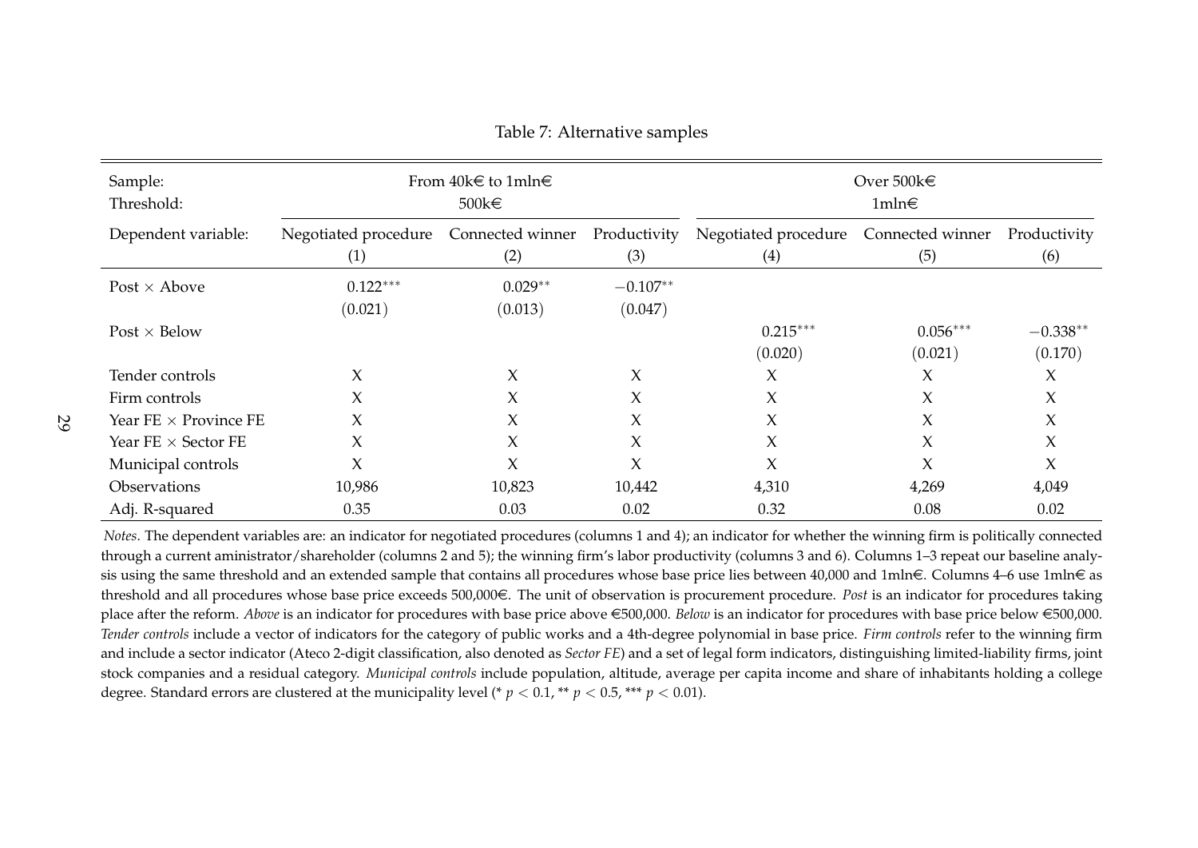Table 7: Alternative samples

| Sample: | From 40k€ to 1mln€ | | | Over 500k€ | | |
|---|---|---|---|---|---|---|
| Threshold: | 500k€ | | | 1mln€ | | |
| Dependent variable: | Negotiated procedure | Connected winner | Productivity | Negotiated procedure | Connected winner | Productivity |
| | (1) | (2) | (3) | (4) | (5) | (6) |
| Post × Above | $0.122^{***}$ | $0.029^{**}$ | $-0.107^{**}$ | | | |
| | (0.021) | (0.013) | (0.047) | | | |
| Post × Below | | | | $0.215^{***}$ | $0.056^{***}$ | $-0.338^{**}$ |
| | | | | (0.020) | (0.021) | (0.170) |
| Tender controls | X | X | X | X | X | X |
| Firm controls | X | X | X | X | X | X |
| Year FE × Province FE | X | X | X | X | X | X |
| Year FE × Sector FE | X | X | X | X | X | X |
| Municipal controls | X | X | X | X | X | X |
| Observations | 10,986 | 10,823 | 10,442 | 4,310 | 4,269 | 4,049 |
| Adj. R-squared | 0.35 | 0.03 | 0.02 | 0.32 | 0.08 | 0.02 |

*Notes*. The dependent variables are: an indicator for negotiated procedures (columns 1 and 4); an indicator for whether the winning firm is politically connected through a current aministrator/shareholder (columns 2 and 5); the winning firm's labor productivity (columns 3 and 6). Columns 1–3 repeat our baseline analysis using the same threshold and an extended sample that contains all procedures whose base price lies between 40,000 and 1mln€. Columns 4–6 use 1mln€ as threshold and all procedures whose base price exceeds 500,000€. The unit of observation is procurement procedure. *Post* is an indicator for procedures taking place after the reform. *Above* is an indicator for procedures with base price above €500,000. *Below* is an indicator for procedures with base price below €500,000. *Tender controls* include a vector of indicators for the category of public works and a 4th-degree polynomial in base price. *Firm controls* refer to the winning firm and include a sector indicator (Ateco 2-digit classification, also denoted as *Sector FE*) and a set of legal form indicators, distinguishing limited-liability firms, joint stock companies and a residual category. *Municipal controls* include population, altitude, average per capita income and share of inhabitants holding a college degree. Standard errors are clustered at the municipality level (* $p < 0.1$, ** $p < 0.5$, *** $p < 0.01$).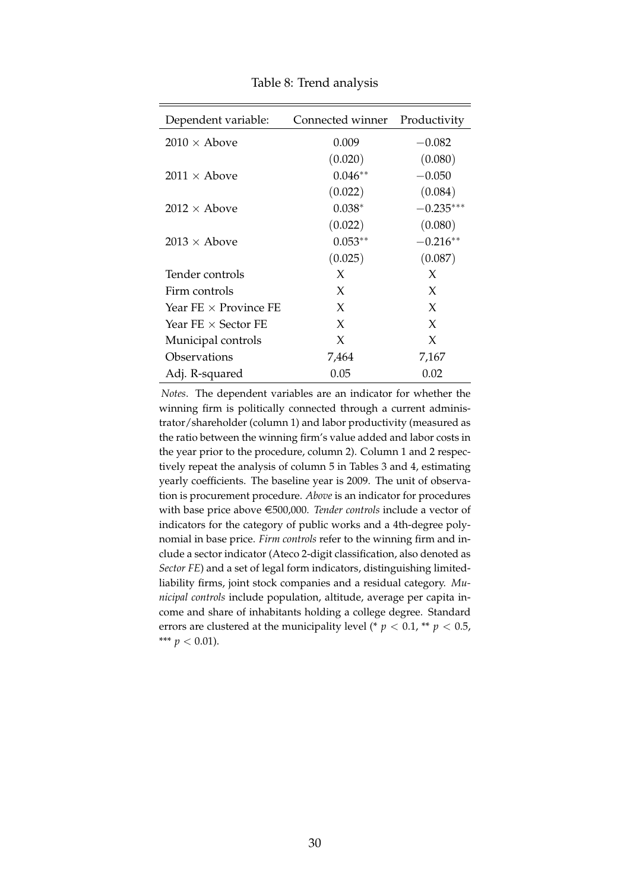Table 8: Trend analysis

| Dependent variable: | Connected winner | Productivity |
|---|---|---|
| 2010 × Above | 0.009 | −0.082 |
| | (0.020) | (0.080) |
| 2011 × Above | 0.046** | −0.050 |
| | (0.022) | (0.084) |
| 2012 × Above | 0.038* | −0.235*** |
| | (0.022) | (0.080) |
| 2013 × Above | 0.053** | −0.216** |
| | (0.025) | (0.087) |
| Tender controls | X | X |
| Firm controls | X | X |
| Year FE × Province FE | X | X |
| Year FE × Sector FE | X | X |
| Municipal controls | X | X |
| Observations | 7,464 | 7,167 |
| Adj. R-squared | 0.05 | 0.02 |

*Notes*. The dependent variables are an indicator for whether the winning firm is politically connected through a current administrator/shareholder (column 1) and labor productivity (measured as the ratio between the winning firm's value added and labor costs in the year prior to the procedure, column 2). Column 1 and 2 respectively repeat the analysis of column 5 in Tables 3 and 4, estimating yearly coefficients. The baseline year is 2009. The unit of observation is procurement procedure. *Above* is an indicator for procedures with base price above €500,000. *Tender controls* include a vector of indicators for the category of public works and a 4th-degree polynomial in base price. *Firm controls* refer to the winning firm and include a sector indicator (Ateco 2-digit classification, also denoted as *Sector FE*) and a set of legal form indicators, distinguishing limited-liability firms, joint stock companies and a residual category. *Municipal controls* include population, altitude, average per capita income and share of inhabitants holding a college degree. Standard errors are clustered at the municipality level (* $p < 0.1$, ** $p < 0.5$, *** $p < 0.01$).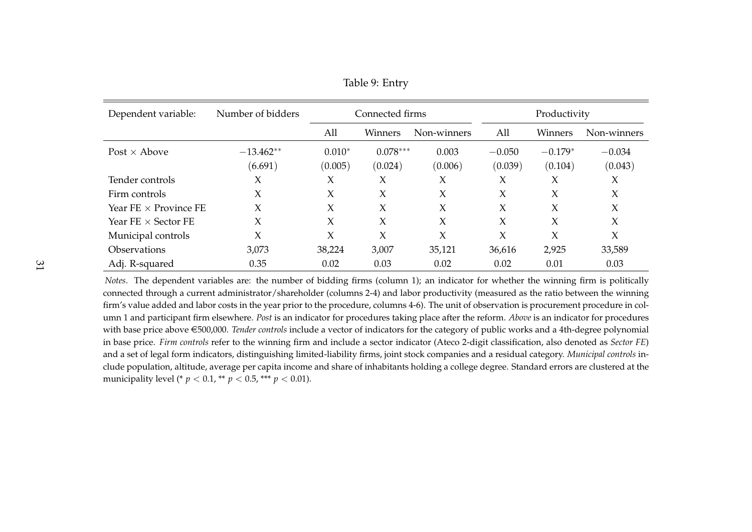Table 9: Entry

| Dependent variable: | Number of bidders | Connected firms | | | Productivity | | |
|---|---|---|---|---|---|---|---|
| | | All | Winners | Non-winners | All | Winners | Non-winners |
| Post × Above | $-13.462^{**}$ | $0.010^{*}$ | $0.078^{***}$ | 0.003 | $-0.050$ | $-0.179^{*}$ | $-0.034$ |
| | (6.691) | (0.005) | (0.024) | (0.006) | (0.039) | (0.104) | (0.043) |
| Tender controls | X | X | X | X | X | X | X |
| Firm controls | X | X | X | X | X | X | X |
| Year FE × Province FE | X | X | X | X | X | X | X |
| Year FE × Sector FE | X | X | X | X | X | X | X |
| Municipal controls | X | X | X | X | X | X | X |
| Observations | 3,073 | 38,224 | 3,007 | 35,121 | 36,616 | 2,925 | 33,589 |
| Adj. R-squared | 0.35 | 0.02 | 0.03 | 0.02 | 0.02 | 0.01 | 0.03 |

*Notes*. The dependent variables are: the number of bidding firms (column 1); an indicator for whether the winning firm is politically connected through a current administrator/shareholder (columns 2-4) and labor productivity (measured as the ratio between the winning firm's value added and labor costs in the year prior to the procedure, columns 4-6). The unit of observation is procurement procedure in column 1 and participant firm elsewhere. *Post* is an indicator for procedures taking place after the reform. *Above* is an indicator for procedures with base price above €500,000. *Tender controls* include a vector of indicators for the category of public works and a 4th-degree polynomial in base price. *Firm controls* refer to the winning firm and include a sector indicator (Ateco 2-digit classification, also denoted as *Sector FE*) and a set of legal form indicators, distinguishing limited-liability firms, joint stock companies and a residual category. *Municipal controls* include population, altitude, average per capita income and share of inhabitants holding a college degree. Standard errors are clustered at the municipality level (* $p < 0.1$, ** $p < 0.5$, *** $p < 0.01$).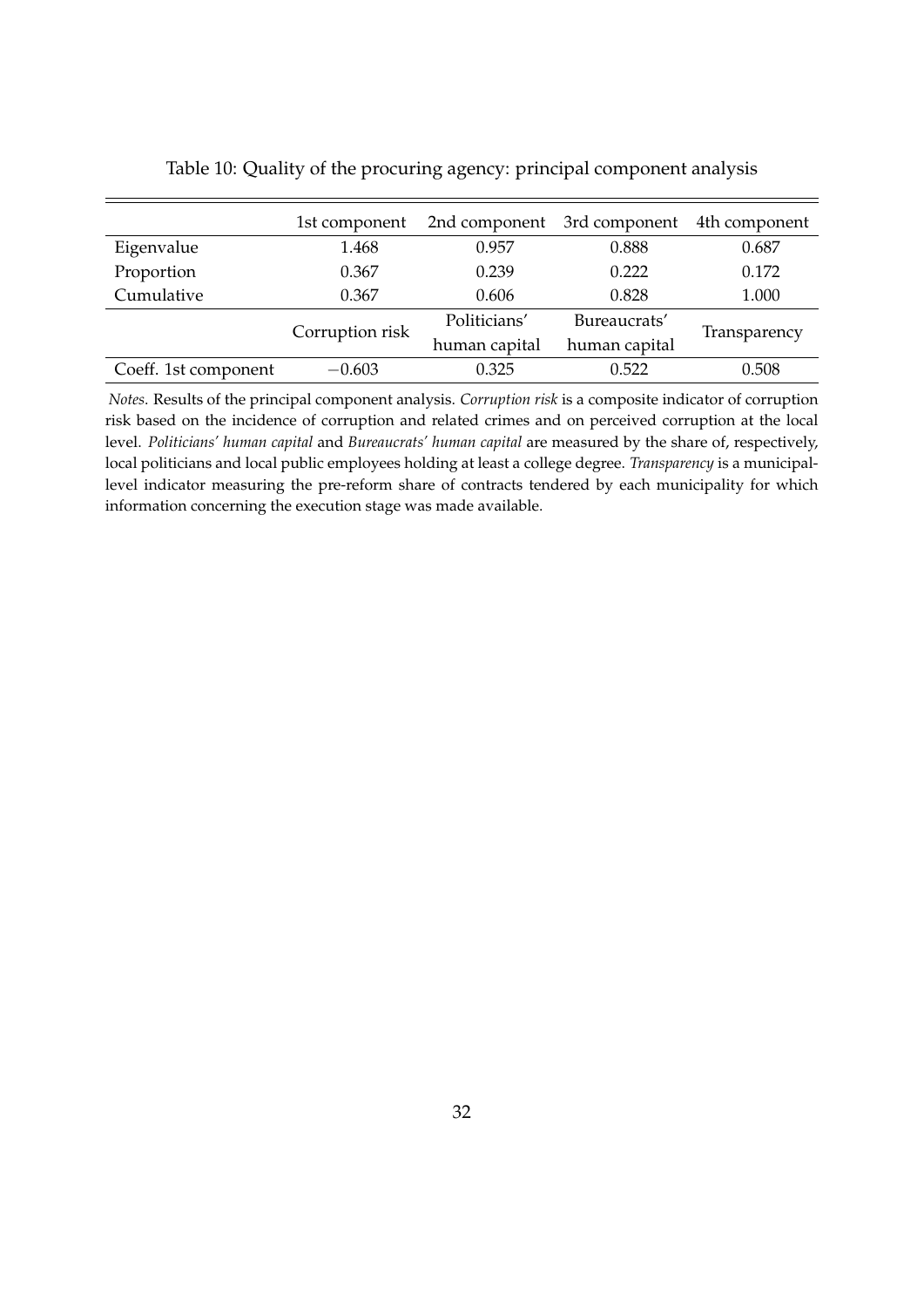Table 10: Quality of the procuring agency: principal component analysis

| | 1st component | 2nd component | 3rd component | 4th component |
|---|---|---|---|---|
| Eigenvalue | 1.468 | 0.957 | 0.888 | 0.687 |
| Proportion | 0.367 | 0.239 | 0.222 | 0.172 |
| Cumulative | 0.367 | 0.606 | 0.828 | 1.000 |
| | Corruption risk | Politicians' human capital | Bureaucrats' human capital | Transparency |
| Coeff. 1st component | $-0.603$ | 0.325 | 0.522 | 0.508 |

*Notes.* Results of the principal component analysis. *Corruption risk* is a composite indicator of corruption risk based on the incidence of corruption and related crimes and on perceived corruption at the local level. *Politicians' human capital* and *Bureaucrats' human capital* are measured by the share of, respectively, local politicians and local public employees holding at least a college degree. *Transparency* is a municipal-level indicator measuring the pre-reform share of contracts tendered by each municipality for which information concerning the execution stage was made available.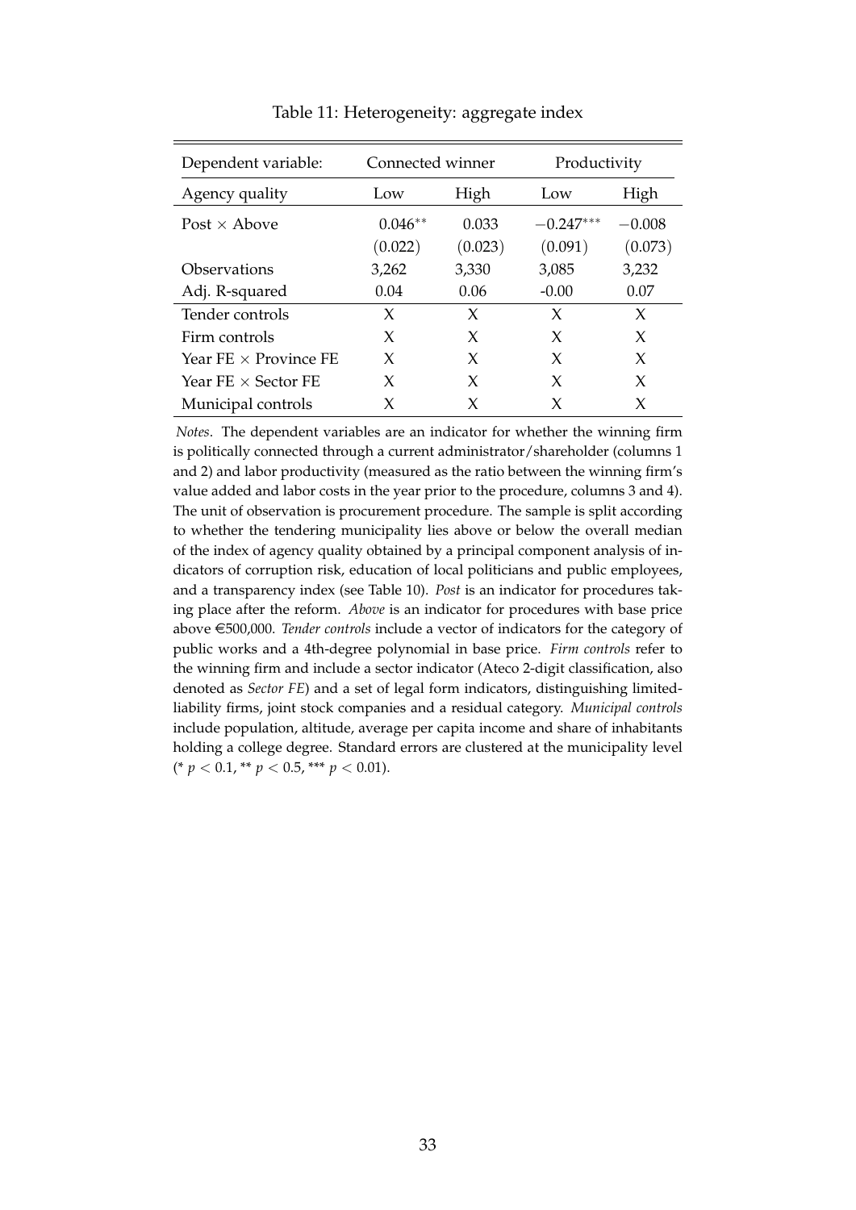Table 11: Heterogeneity: aggregate index

| Dependent variable: | Connected winner | | Productivity | |
|---|---|---|---|---|
| Agency quality | Low | High | Low | High |
| Post $\times$ Above | $0.046^{**}$ | 0.033 | $-0.247^{***}$ | $-0.008$ |
| | (0.022) | (0.023) | (0.091) | (0.073) |
| Observations | 3,262 | 3,330 | 3,085 | 3,232 |
| Adj. R-squared | 0.04 | 0.06 | -0.00 | 0.07 |
| Tender controls | X | X | X | X |
| Firm controls | X | X | X | X |
| Year FE $\times$ Province FE | X | X | X | X |
| Year FE $\times$ Sector FE | X | X | X | X |
| Municipal controls | X | X | X | X |

*Notes*. The dependent variables are an indicator for whether the winning firm is politically connected through a current administrator/shareholder (columns 1 and 2) and labor productivity (measured as the ratio between the winning firm's value added and labor costs in the year prior to the procedure, columns 3 and 4). The unit of observation is procurement procedure. The sample is split according to whether the tendering municipality lies above or below the overall median of the index of agency quality obtained by a principal component analysis of indicators of corruption risk, education of local politicians and public employees, and a transparency index (see Table 10). *Post* is an indicator for procedures taking place after the reform. *Above* is an indicator for procedures with base price above €500,000. *Tender controls* include a vector of indicators for the category of public works and a 4th-degree polynomial in base price. *Firm controls* refer to the winning firm and include a sector indicator (Ateco 2-digit classification, also denoted as *Sector FE*) and a set of legal form indicators, distinguishing limited-liability firms, joint stock companies and a residual category. *Municipal controls* include population, altitude, average per capita income and share of inhabitants holding a college degree. Standard errors are clustered at the municipality level (* $p < 0.1$, ** $p < 0.5$, *** $p < 0.01$).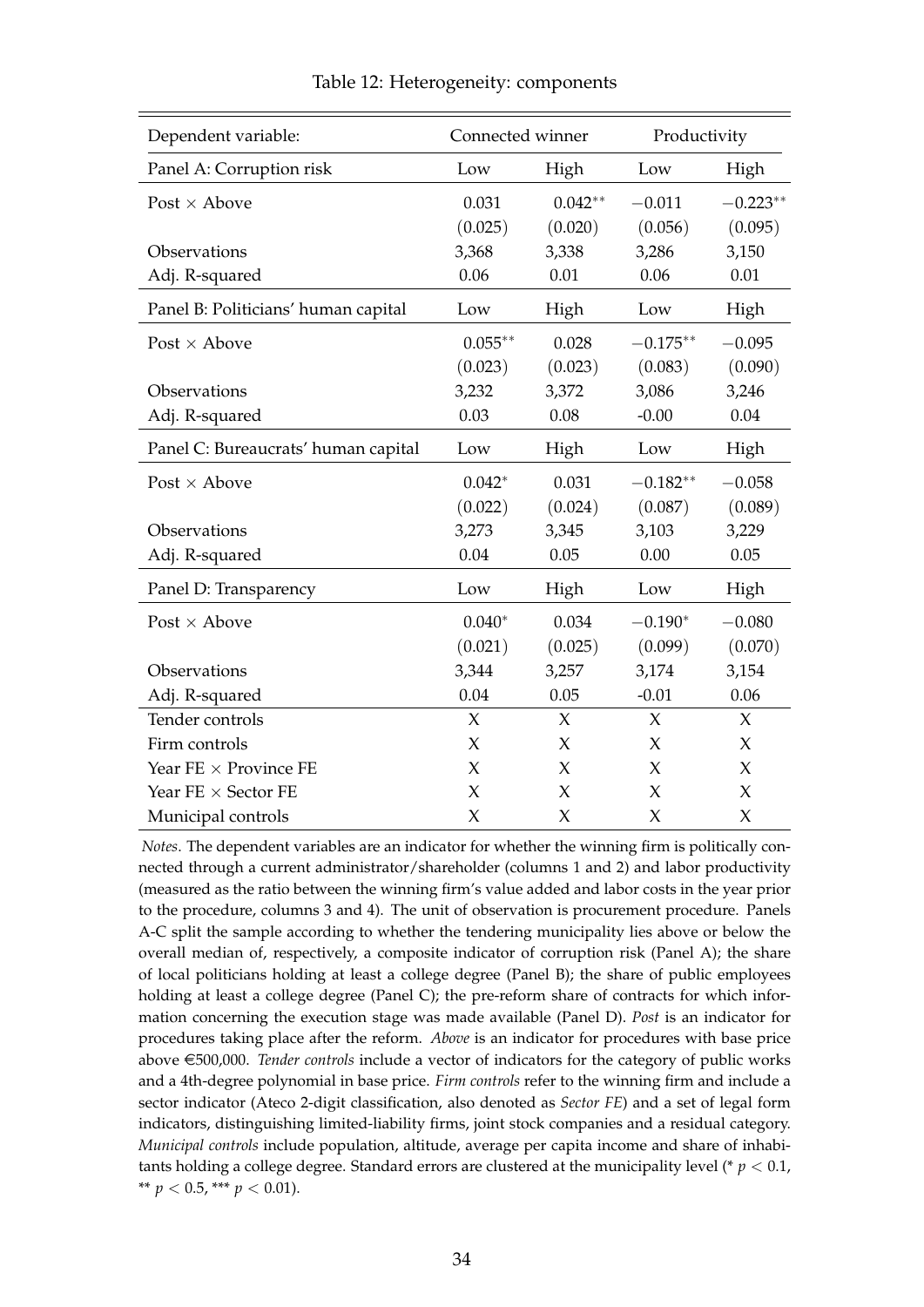Table 12: Heterogeneity: components

| Dependent variable: | Connected winner | | Productivity | |
|---|---|---|---|---|
| Panel A: Corruption risk | Low | High | Low | High |
| Post × Above | 0.031 | 0.042** | −0.011 | −0.223** |
| | (0.025) | (0.020) | (0.056) | (0.095) |
| Observations | 3,368 | 3,338 | 3,286 | 3,150 |
| Adj. R-squared | 0.06 | 0.01 | 0.06 | 0.01 |
| Panel B: Politicians' human capital | Low | High | Low | High |
| Post × Above | 0.055** | 0.028 | −0.175** | −0.095 |
| | (0.023) | (0.023) | (0.083) | (0.090) |
| Observations | 3,232 | 3,372 | 3,086 | 3,246 |
| Adj. R-squared | 0.03 | 0.08 | -0.00 | 0.04 |
| Panel C: Bureaucrats' human capital | Low | High | Low | High |
| Post × Above | 0.042* | 0.031 | −0.182** | −0.058 |
| | (0.022) | (0.024) | (0.087) | (0.089) |
| Observations | 3,273 | 3,345 | 3,103 | 3,229 |
| Adj. R-squared | 0.04 | 0.05 | 0.00 | 0.05 |
| Panel D: Transparency | Low | High | Low | High |
| Post × Above | 0.040* | 0.034 | −0.190* | −0.080 |
| | (0.021) | (0.025) | (0.099) | (0.070) |
| Observations | 3,344 | 3,257 | 3,174 | 3,154 |
| Adj. R-squared | 0.04 | 0.05 | -0.01 | 0.06 |
| Tender controls | X | X | X | X |
| Firm controls | X | X | X | X |
| Year FE × Province FE | X | X | X | X |
| Year FE × Sector FE | X | X | X | X |
| Municipal controls | X | X | X | X |

*Notes*. The dependent variables are an indicator for whether the winning firm is politically connected through a current administrator/shareholder (columns 1 and 2) and labor productivity (measured as the ratio between the winning firm's value added and labor costs in the year prior to the procedure, columns 3 and 4). The unit of observation is procurement procedure. Panels A-C split the sample according to whether the tendering municipality lies above or below the overall median of, respectively, a composite indicator of corruption risk (Panel A); the share of local politicians holding at least a college degree (Panel B); the share of public employees holding at least a college degree (Panel C); the pre-reform share of contracts for which information concerning the execution stage was made available (Panel D). *Post* is an indicator for procedures taking place after the reform. *Above* is an indicator for procedures with base price above €500,000. *Tender controls* include a vector of indicators for the category of public works and a 4th-degree polynomial in base price. *Firm controls* refer to the winning firm and include a sector indicator (Ateco 2-digit classification, also denoted as *Sector FE*) and a set of legal form indicators, distinguishing limited-liability firms, joint stock companies and a residual category. *Municipal controls* include population, altitude, average per capita income and share of inhabitants holding a college degree. Standard errors are clustered at the municipality level (* $p < 0.1$, ** $p < 0.5$, *** $p < 0.01$).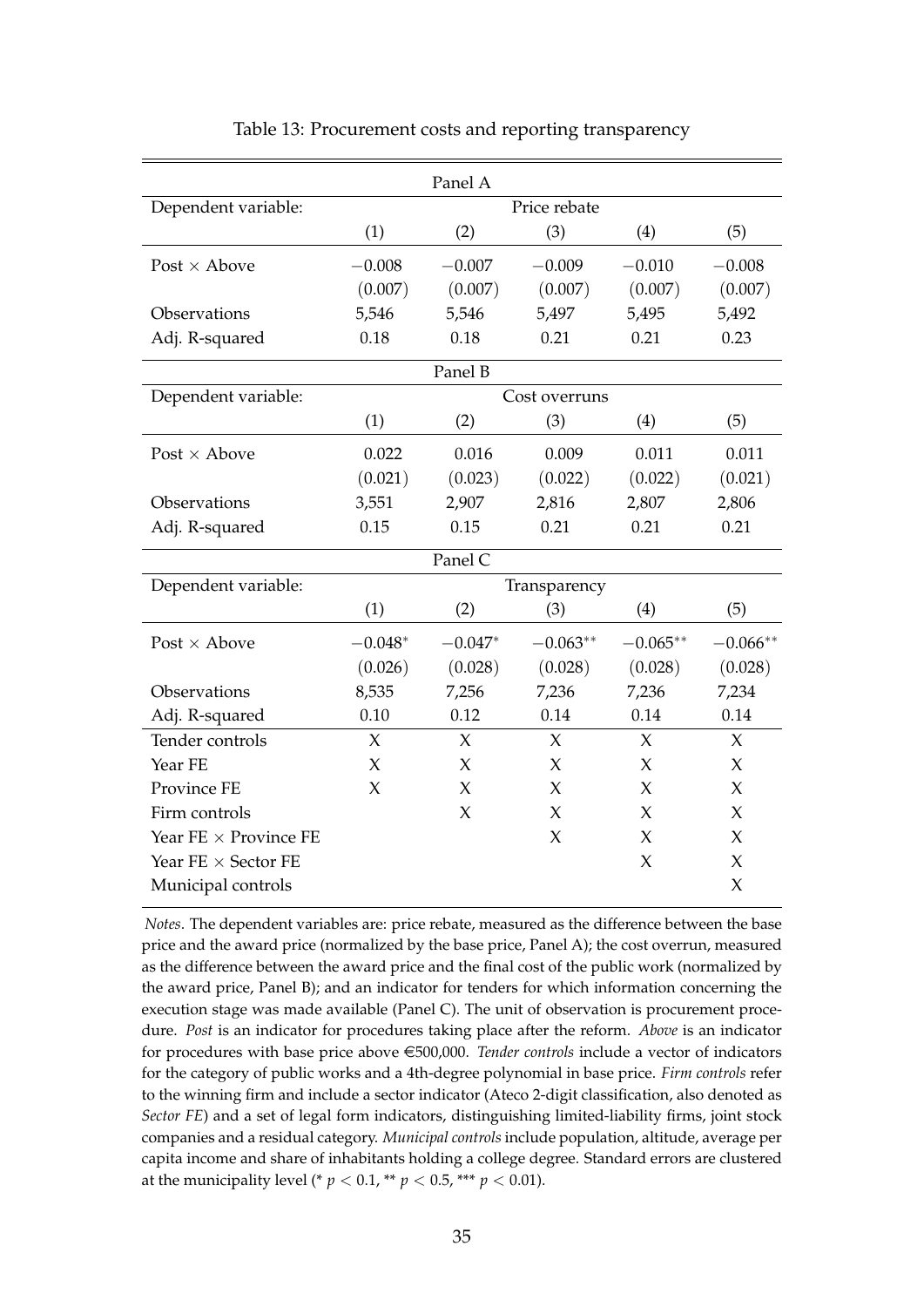Table 13: Procurement costs and reporting transparency

| | | | | | |
|---|---|---|---|---|---|
| | | | Panel A | | |
| Dependent variable: | Price rebate | | | | |
| | (1) | (2) | (3) | (4) | (5) |
| Post × Above | −0.008 | −0.007 | −0.009 | −0.010 | −0.008 |
| | (0.007) | (0.007) | (0.007) | (0.007) | (0.007) |
| Observations | 5,546 | 5,546 | 5,497 | 5,495 | 5,492 |
| Adj. R-squared | 0.18 | 0.18 | 0.21 | 0.21 | 0.23 |
| | | | Panel B | | |
| Dependent variable: | Cost overruns | | | | |
| | (1) | (2) | (3) | (4) | (5) |
| Post × Above | 0.022 | 0.016 | 0.009 | 0.011 | 0.011 |
| | (0.021) | (0.023) | (0.022) | (0.022) | (0.021) |
| Observations | 3,551 | 2,907 | 2,816 | 2,807 | 2,806 |
| Adj. R-squared | 0.15 | 0.15 | 0.21 | 0.21 | 0.21 |
| | | | Panel C | | |
| Dependent variable: | Transparency | | | | |
| | (1) | (2) | (3) | (4) | (5) |
| Post × Above | −0.048* | −0.047* | −0.063** | −0.065** | −0.066** |
| | (0.026) | (0.028) | (0.028) | (0.028) | (0.028) |
| Observations | 8,535 | 7,256 | 7,236 | 7,236 | 7,234 |
| Adj. R-squared | 0.10 | 0.12 | 0.14 | 0.14 | 0.14 |
| Tender controls | X | X | X | X | X |
| Year FE | X | X | X | X | X |
| Province FE | X | X | X | X | X |
| Firm controls | | X | X | X | X |
| Year FE × Province FE | | | X | X | X |
| Year FE × Sector FE | | | | X | X |
| Municipal controls | | | | | X |

*Notes*. The dependent variables are: price rebate, measured as the difference between the base price and the award price (normalized by the base price, Panel A); the cost overrun, measured as the difference between the award price and the final cost of the public work (normalized by the award price, Panel B); and an indicator for tenders for which information concerning the execution stage was made available (Panel C). The unit of observation is procurement procedure. *Post* is an indicator for procedures taking place after the reform. *Above* is an indicator for procedures with base price above €500,000. *Tender controls* include a vector of indicators for the category of public works and a 4th-degree polynomial in base price. *Firm controls* refer to the winning firm and include a sector indicator (Ateco 2-digit classification, also denoted as *Sector FE*) and a set of legal form indicators, distinguishing limited-liability firms, joint stock companies and a residual category. *Municipal controls* include population, altitude, average per capita income and share of inhabitants holding a college degree. Standard errors are clustered at the municipality level (* $p < 0.1$, ** $p < 0.5$, *** $p < 0.01$).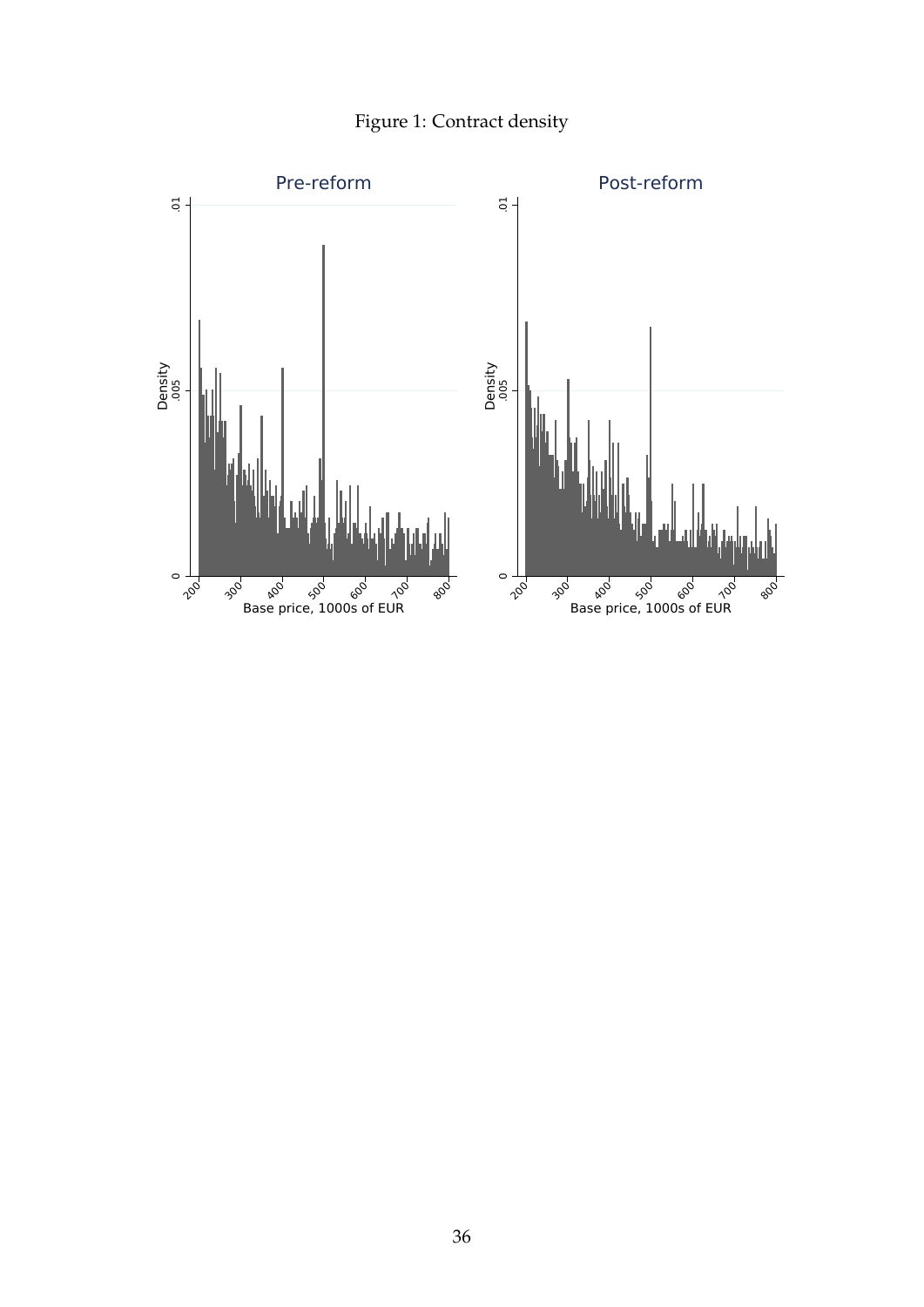Figure 1: Contract density

Pre-reform

Density

0

.005

.01

200

300

400

500

600

700

800

Base price, 1000s of EUR

Post-reform

Density

0

.005

.01

200

300

400

500

600

700

800

Base price, 1000s of EUR